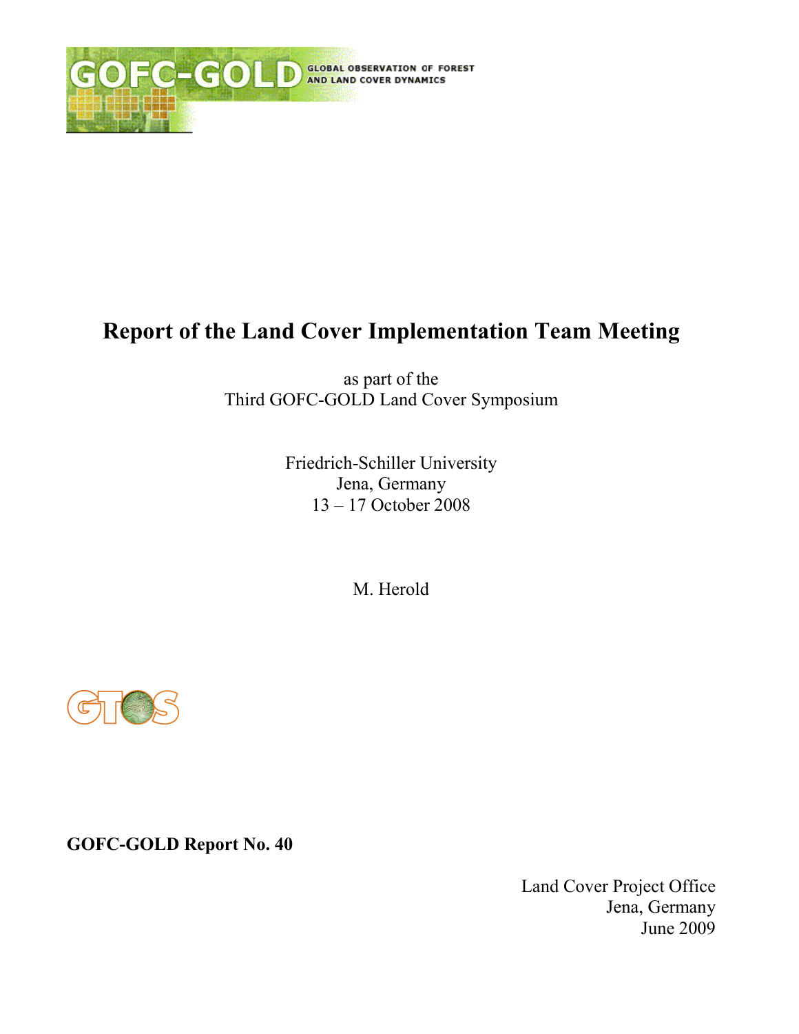# Report of the Land Cover Implementation Team Meeting

as part of the
Third GOFC-GOLD Land Cover Symposium

Friedrich-Schiller University
Jena, Germany
13 – 17 October 2008

M. Herold

**GOFC-GOLD Report No. 40**

Land Cover Project Office
Jena, Germany
June 2009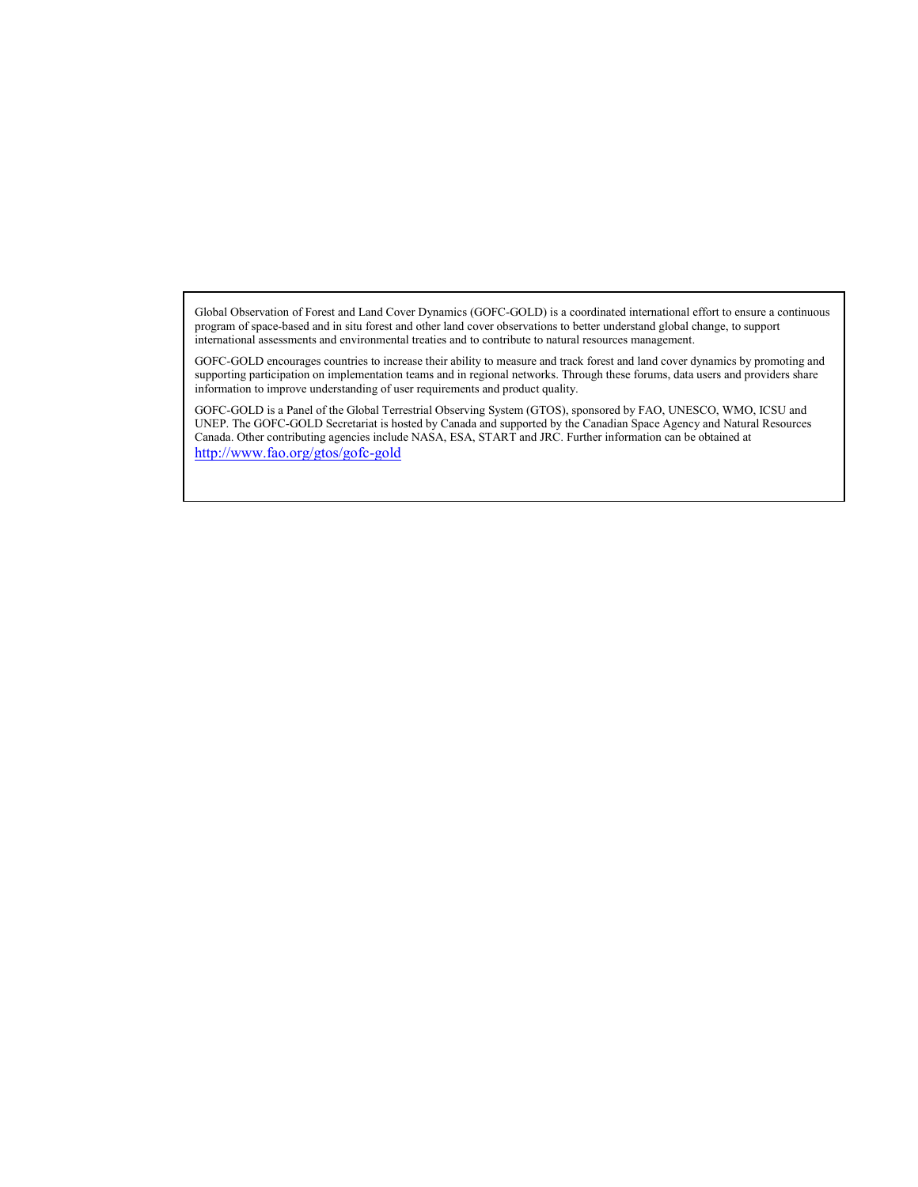Global Observation of Forest and Land Cover Dynamics (GOFC-GOLD) is a coordinated international effort to ensure a continuous program of space-based and in situ forest and other land cover observations to better understand global change, to support international assessments and environmental treaties and to contribute to natural resources management.

GOFC-GOLD encourages countries to increase their ability to measure and track forest and land cover dynamics by promoting and supporting participation on implementation teams and in regional networks. Through these forums, data users and providers share information to improve understanding of user requirements and product quality.

GOFC-GOLD is a Panel of the Global Terrestrial Observing System (GTOS), sponsored by FAO, UNESCO, WMO, ICSU and UNEP. The GOFC-GOLD Secretariat is hosted by Canada and supported by the Canadian Space Agency and Natural Resources Canada. Other contributing agencies include NASA, ESA, START and JRC. Further information can be obtained at http://www.fao.org/gtos/gofc-gold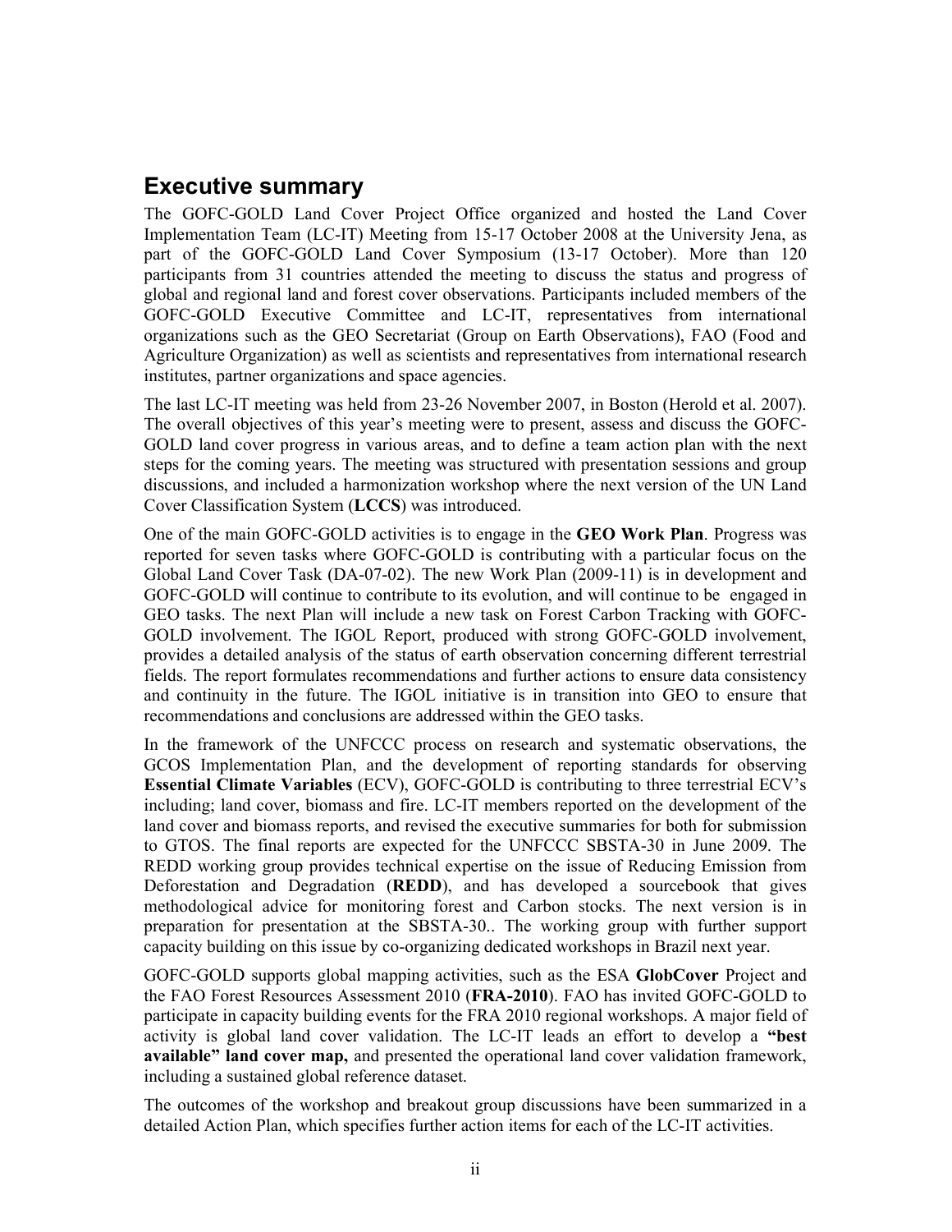## Executive summary

The GOFC-GOLD Land Cover Project Office organized and hosted the Land Cover Implementation Team (LC-IT) Meeting from 15-17 October 2008 at the University Jena, as part of the GOFC-GOLD Land Cover Symposium (13-17 October). More than 120 participants from 31 countries attended the meeting to discuss the status and progress of global and regional land and forest cover observations. Participants included members of the GOFC-GOLD Executive Committee and LC-IT, representatives from international organizations such as the GEO Secretariat (Group on Earth Observations), FAO (Food and Agriculture Organization) as well as scientists and representatives from international research institutes, partner organizations and space agencies.

The last LC-IT meeting was held from 23-26 November 2007, in Boston (Herold et al. 2007). The overall objectives of this year's meeting were to present, assess and discuss the GOFC-GOLD land cover progress in various areas, and to define a team action plan with the next steps for the coming years. The meeting was structured with presentation sessions and group discussions, and included a harmonization workshop where the next version of the UN Land Cover Classification System (**LCCS**) was introduced.

One of the main GOFC-GOLD activities is to engage in the **GEO Work Plan**. Progress was reported for seven tasks where GOFC-GOLD is contributing with a particular focus on the Global Land Cover Task (DA-07-02). The new Work Plan (2009-11) is in development and GOFC-GOLD will continue to contribute to its evolution, and will continue to be engaged in GEO tasks. The next Plan will include a new task on Forest Carbon Tracking with GOFC-GOLD involvement. The IGOL Report, produced with strong GOFC-GOLD involvement, provides a detailed analysis of the status of earth observation concerning different terrestrial fields. The report formulates recommendations and further actions to ensure data consistency and continuity in the future. The IGOL initiative is in transition into GEO to ensure that recommendations and conclusions are addressed within the GEO tasks.

In the framework of the UNFCCC process on research and systematic observations, the GCOS Implementation Plan, and the development of reporting standards for observing **Essential Climate Variables** (ECV), GOFC-GOLD is contributing to three terrestrial ECV's including; land cover, biomass and fire. LC-IT members reported on the development of the land cover and biomass reports, and revised the executive summaries for both for submission to GTOS. The final reports are expected for the UNFCCC SBSTA-30 in June 2009. The REDD working group provides technical expertise on the issue of Reducing Emission from Deforestation and Degradation (**REDD**), and has developed a sourcebook that gives methodological advice for monitoring forest and Carbon stocks. The next version is in preparation for presentation at the SBSTA-30.. The working group with further support capacity building on this issue by co-organizing dedicated workshops in Brazil next year.

GOFC-GOLD supports global mapping activities, such as the ESA **GlobCover** Project and the FAO Forest Resources Assessment 2010 (**FRA-2010**). FAO has invited GOFC-GOLD to participate in capacity building events for the FRA 2010 regional workshops. A major field of activity is global land cover validation. The LC-IT leads an effort to develop a **"best available" land cover map,** and presented the operational land cover validation framework, including a sustained global reference dataset.

The outcomes of the workshop and breakout group discussions have been summarized in a detailed Action Plan, which specifies further action items for each of the LC-IT activities.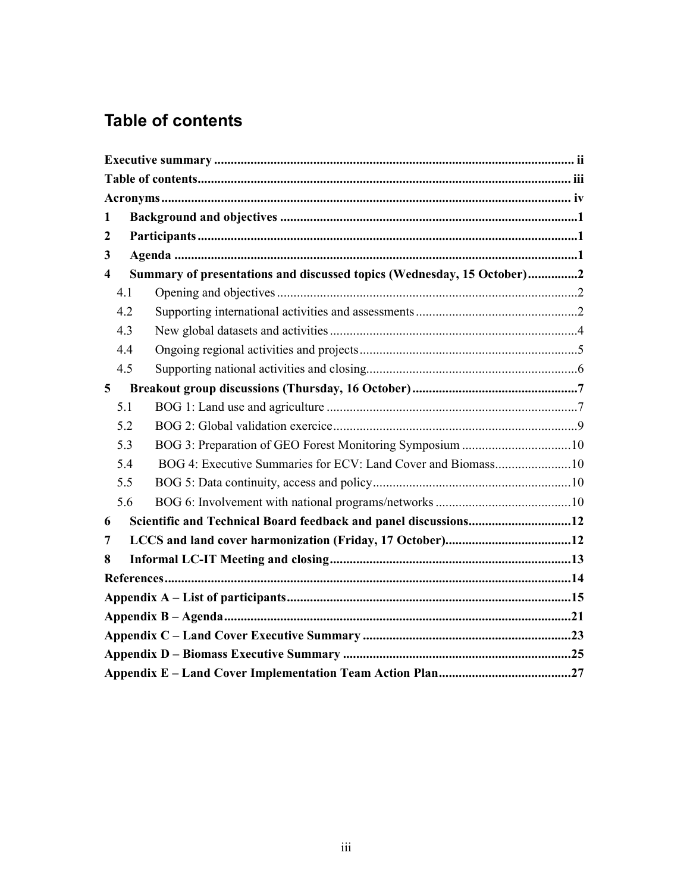# Table of contents

**Executive summary** ........ ii

**Table of contents** ........ iii

**Acronyms** ........ iv

**1 Background and objectives** ........ 1

**2 Participants** ........ 1

**3 Agenda** ........ 1

**4 Summary of presentations and discussed topics (Wednesday, 15 October)** ........ 2

- 4.1 Opening and objectives ........ 2
- 4.2 Supporting international activities and assessments ........ 2
- 4.3 New global datasets and activities ........ 4
- 4.4 Ongoing regional activities and projects ........ 5
- 4.5 Supporting national activities and closing ........ 6

**5 Breakout group discussions (Thursday, 16 October)** ........ 7

- 5.1 BOG 1: Land use and agriculture ........ 7
- 5.2 BOG 2: Global validation exercice ........ 9
- 5.3 BOG 3: Preparation of GEO Forest Monitoring Symposium ........ 10
- 5.4 BOG 4: Executive Summaries for ECV: Land Cover and Biomass ........ 10
- 5.5 BOG 5: Data continuity, access and policy ........ 10
- 5.6 BOG 6: Involvement with national programs/networks ........ 10

**6 Scientific and Technical Board feedback and panel discussions** ........ 12

**7 LCCS and land cover harmonization (Friday, 17 October)** ........ 12

**8 Informal LC-IT Meeting and closing** ........ 13

**References** ........ 14

**Appendix A – List of participants** ........ 15

**Appendix B – Agenda** ........ 21

**Appendix C – Land Cover Executive Summary** ........ 23

**Appendix D – Biomass Executive Summary** ........ 25

**Appendix E – Land Cover Implementation Team Action Plan** ........ 27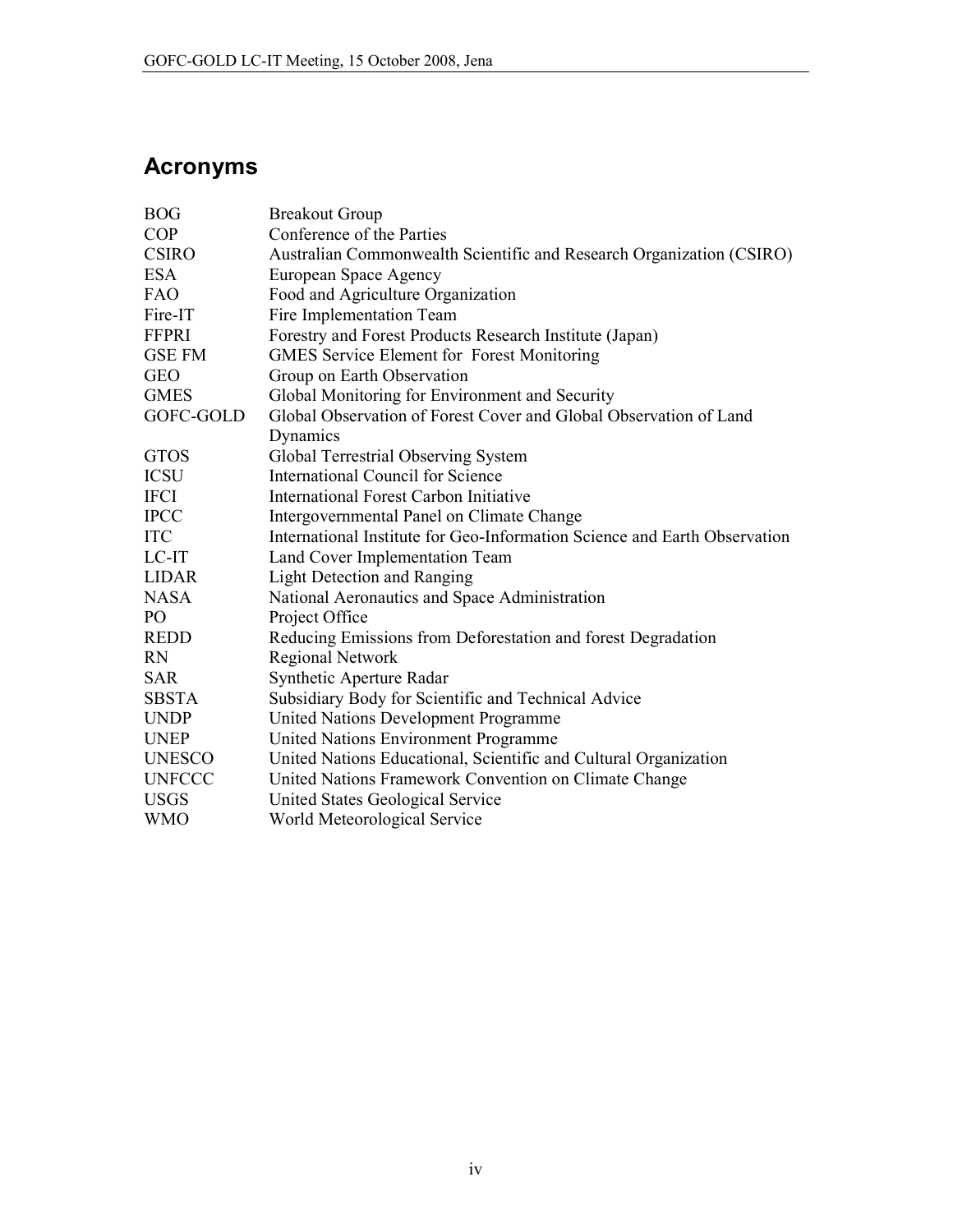## Acronyms

| | |
|---|---|
| BOG | Breakout Group |
| COP | Conference of the Parties |
| CSIRO | Australian Commonwealth Scientific and Research Organization (CSIRO) |
| ESA | European Space Agency |
| FAO | Food and Agriculture Organization |
| Fire-IT | Fire Implementation Team |
| FFPRI | Forestry and Forest Products Research Institute (Japan) |
| GSE FM | GMES Service Element for Forest Monitoring |
| GEO | Group on Earth Observation |
| GMES | Global Monitoring for Environment and Security |
| GOFC-GOLD | Global Observation of Forest Cover and Global Observation of Land Dynamics |
| GTOS | Global Terrestrial Observing System |
| ICSU | International Council for Science |
| IFCI | International Forest Carbon Initiative |
| IPCC | Intergovernmental Panel on Climate Change |
| ITC | International Institute for Geo-Information Science and Earth Observation |
| LC-IT | Land Cover Implementation Team |
| LIDAR | Light Detection and Ranging |
| NASA | National Aeronautics and Space Administration |
| PO | Project Office |
| REDD | Reducing Emissions from Deforestation and forest Degradation |
| RN | Regional Network |
| SAR | Synthetic Aperture Radar |
| SBSTA | Subsidiary Body for Scientific and Technical Advice |
| UNDP | United Nations Development Programme |
| UNEP | United Nations Environment Programme |
| UNESCO | United Nations Educational, Scientific and Cultural Organization |
| UNFCCC | United Nations Framework Convention on Climate Change |
| USGS | United States Geological Service |
| WMO | World Meteorological Service |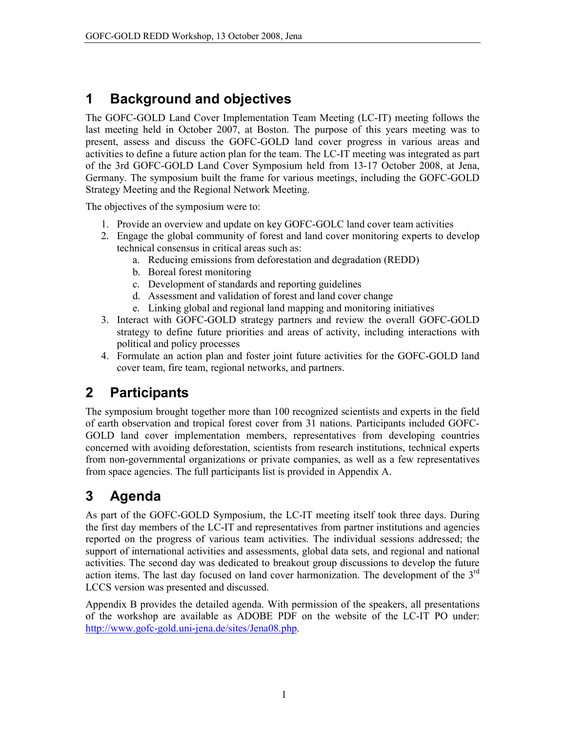# 1 Background and objectives

The GOFC-GOLD Land Cover Implementation Team Meeting (LC-IT) meeting follows the last meeting held in October 2007, at Boston. The purpose of this years meeting was to present, assess and discuss the GOFC-GOLD land cover progress in various areas and activities to define a future action plan for the team. The LC-IT meeting was integrated as part of the 3rd GOFC-GOLD Land Cover Symposium held from 13-17 October 2008, at Jena, Germany. The symposium built the frame for various meetings, including the GOFC-GOLD Strategy Meeting and the Regional Network Meeting.

The objectives of the symposium were to:

1. Provide an overview and update on key GOFC-GOLC land cover team activities
2. Engage the global community of forest and land cover monitoring experts to develop technical consensus in critical areas such as:
   a. Reducing emissions from deforestation and degradation (REDD)
   b. Boreal forest monitoring
   c. Development of standards and reporting guidelines
   d. Assessment and validation of forest and land cover change
   e. Linking global and regional land mapping and monitoring initiatives
3. Interact with GOFC-GOLD strategy partners and review the overall GOFC-GOLD strategy to define future priorities and areas of activity, including interactions with political and policy processes
4. Formulate an action plan and foster joint future activities for the GOFC-GOLD land cover team, fire team, regional networks, and partners.

# 2 Participants

The symposium brought together more than 100 recognized scientists and experts in the field of earth observation and tropical forest cover from 31 nations. Participants included GOFC-GOLD land cover implementation members, representatives from developing countries concerned with avoiding deforestation, scientists from research institutions, technical experts from non-governmental organizations or private companies, as well as a few representatives from space agencies. The full participants list is provided in Appendix A.

# 3 Agenda

As part of the GOFC-GOLD Symposium, the LC-IT meeting itself took three days. During the first day members of the LC-IT and representatives from partner institutions and agencies reported on the progress of various team activities. The individual sessions addressed; the support of international activities and assessments, global data sets, and regional and national activities. The second day was dedicated to breakout group discussions to develop the future action items. The last day focused on land cover harmonization. The development of the 3rd LCCS version was presented and discussed.

Appendix B provides the detailed agenda. With permission of the speakers, all presentations of the workshop are available as ADOBE PDF on the website of the LC-IT PO under: http://www.gofc-gold.uni-jena.de/sites/Jena08.php.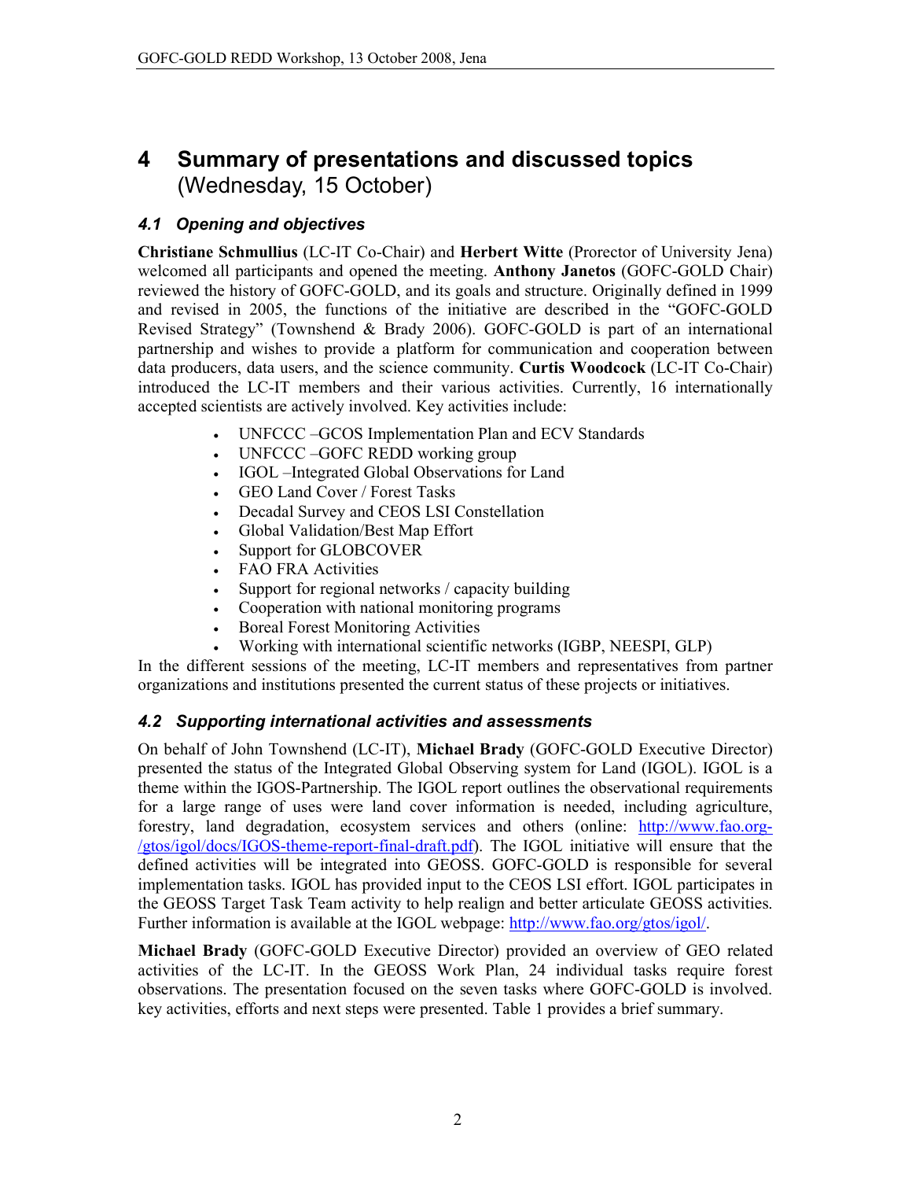# 4 Summary of presentations and discussed topics (Wednesday, 15 October)

## *4.1 Opening and objectives*

**Christiane Schmullius** (LC-IT Co-Chair) and **Herbert Witte** (Prorector of University Jena) welcomed all participants and opened the meeting. **Anthony Janetos** (GOFC-GOLD Chair) reviewed the history of GOFC-GOLD, and its goals and structure. Originally defined in 1999 and revised in 2005, the functions of the initiative are described in the "GOFC-GOLD Revised Strategy" (Townshend & Brady 2006). GOFC-GOLD is part of an international partnership and wishes to provide a platform for communication and cooperation between data producers, data users, and the science community. **Curtis Woodcock** (LC-IT Co-Chair) introduced the LC-IT members and their various activities. Currently, 16 internationally accepted scientists are actively involved. Key activities include:

- UNFCCC –GCOS Implementation Plan and ECV Standards
- UNFCCC –GOFC REDD working group
- IGOL –Integrated Global Observations for Land
- GEO Land Cover / Forest Tasks
- Decadal Survey and CEOS LSI Constellation
- Global Validation/Best Map Effort
- Support for GLOBCOVER
- FAO FRA Activities
- Support for regional networks / capacity building
- Cooperation with national monitoring programs
- Boreal Forest Monitoring Activities
- Working with international scientific networks (IGBP, NEESPI, GLP)

In the different sessions of the meeting, LC-IT members and representatives from partner organizations and institutions presented the current status of these projects or initiatives.

## *4.2 Supporting international activities and assessments*

On behalf of John Townshend (LC-IT), **Michael Brady** (GOFC-GOLD Executive Director) presented the status of the Integrated Global Observing system for Land (IGOL). IGOL is a theme within the IGOS-Partnership. The IGOL report outlines the observational requirements for a large range of uses were land cover information is needed, including agriculture, forestry, land degradation, ecosystem services and others (online: http://www.fao.org-/gtos/igol/docs/IGOS-theme-report-final-draft.pdf). The IGOL initiative will ensure that the defined activities will be integrated into GEOSS. GOFC-GOLD is responsible for several implementation tasks. IGOL has provided input to the CEOS LSI effort. IGOL participates in the GEOSS Target Task Team activity to help realign and better articulate GEOSS activities. Further information is available at the IGOL webpage: http://www.fao.org/gtos/igol/.

**Michael Brady** (GOFC-GOLD Executive Director) provided an overview of GEO related activities of the LC-IT. In the GEOSS Work Plan, 24 individual tasks require forest observations. The presentation focused on the seven tasks where GOFC-GOLD is involved. key activities, efforts and next steps were presented. Table 1 provides a brief summary.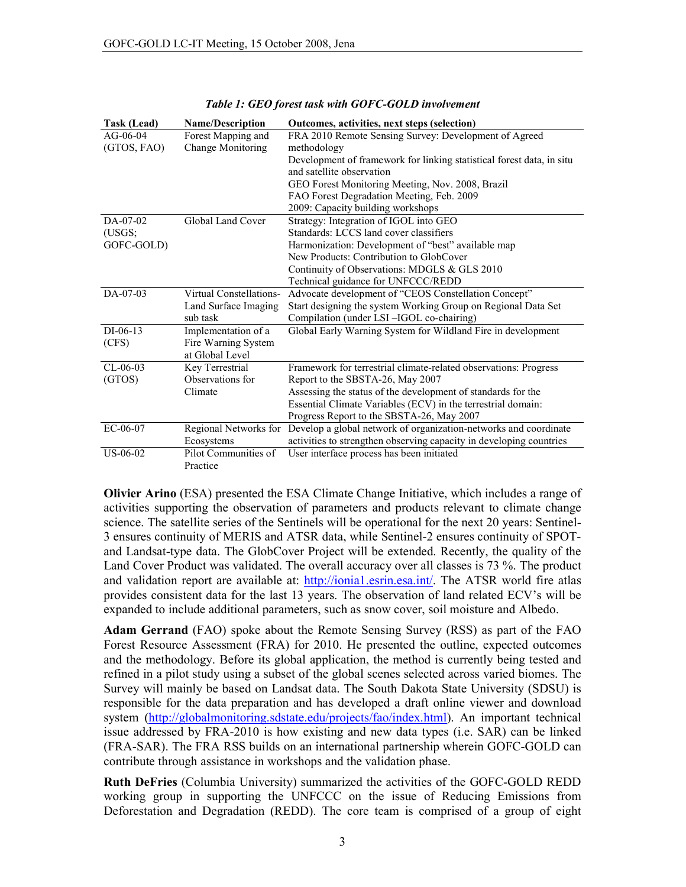*Table 1: GEO forest task with GOFC-GOLD involvement*

| Task (Lead) | Name/Description | Outcomes, activities, next steps (selection) |
|---|---|---|
| AG-06-04 (GTOS, FAO) | Forest Mapping and Change Monitoring | FRA 2010 Remote Sensing Survey: Development of Agreed methodology<br>Development of framework for linking statistical forest data, in situ and satellite observation<br>GEO Forest Monitoring Meeting, Nov. 2008, Brazil<br>FAO Forest Degradation Meeting, Feb. 2009<br>2009: Capacity building workshops |
| DA-07-02 (USGS; GOFC-GOLD) | Global Land Cover | Strategy: Integration of IGOL into GEO<br>Standards: LCCS land cover classifiers<br>Harmonization: Development of "best" available map<br>New Products: Contribution to GlobCover<br>Continuity of Observations: MDGLS & GLS 2010<br>Technical guidance for UNFCCC/REDD |
| DA-07-03 | Virtual Constellations-Land Surface Imaging sub task | Advocate development of "CEOS Constellation Concept"<br>Start designing the system Working Group on Regional Data Set Compilation (under LSI –IGOL co-chairing) |
| DI-06-13 (CFS) | Implementation of a Fire Warning System at Global Level | Global Early Warning System for Wildland Fire in development |
| CL-06-03 (GTOS) | Key Terrestrial Observations for Climate | Framework for terrestrial climate-related observations: Progress Report to the SBSTA-26, May 2007<br>Assessing the status of the development of standards for the Essential Climate Variables (ECV) in the terrestrial domain: Progress Report to the SBSTA-26, May 2007 |
| EC-06-07 | Regional Networks for Ecosystems | Develop a global network of organization-networks and coordinate activities to strengthen observing capacity in developing countries |
| US-06-02 | Pilot Communities of Practice | User interface process has been initiated |

**Olivier Arino** (ESA) presented the ESA Climate Change Initiative, which includes a range of activities supporting the observation of parameters and products relevant to climate change science. The satellite series of the Sentinels will be operational for the next 20 years: Sentinel-3 ensures continuity of MERIS and ATSR data, while Sentinel-2 ensures continuity of SPOT- and Landsat-type data. The GlobCover Project will be extended. Recently, the quality of the Land Cover Product was validated. The overall accuracy over all classes is 73 %. The product and validation report are available at: http://ionia1.esrin.esa.int/. The ATSR world fire atlas provides consistent data for the last 13 years. The observation of land related ECV's will be expanded to include additional parameters, such as snow cover, soil moisture and Albedo.

**Adam Gerrand** (FAO) spoke about the Remote Sensing Survey (RSS) as part of the FAO Forest Resource Assessment (FRA) for 2010. He presented the outline, expected outcomes and the methodology. Before its global application, the method is currently being tested and refined in a pilot study using a subset of the global scenes selected across varied biomes. The Survey will mainly be based on Landsat data. The South Dakota State University (SDSU) is responsible for the data preparation and has developed a draft online viewer and download system (http://globalmonitoring.sdstate.edu/projects/fao/index.html). An important technical issue addressed by FRA-2010 is how existing and new data types (i.e. SAR) can be linked (FRA-SAR). The FRA RSS builds on an international partnership wherein GOFC-GOLD can contribute through assistance in workshops and the validation phase.

**Ruth DeFries** (Columbia University) summarized the activities of the GOFC-GOLD REDD working group in supporting the UNFCCC on the issue of Reducing Emissions from Deforestation and Degradation (REDD). The core team is comprised of a group of eight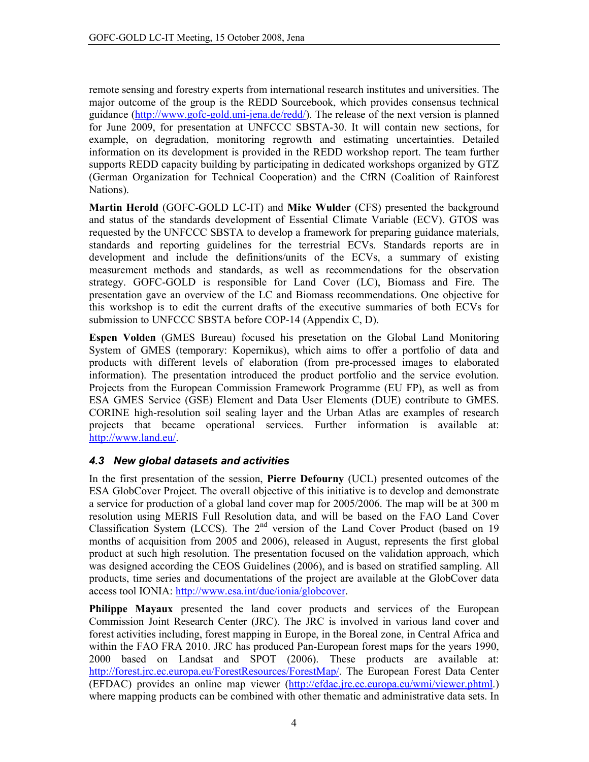remote sensing and forestry experts from international research institutes and universities. The major outcome of the group is the REDD Sourcebook, which provides consensus technical guidance (http://www.gofc-gold.uni-jena.de/redd/). The release of the next version is planned for June 2009, for presentation at UNFCCC SBSTA-30. It will contain new sections, for example, on degradation, monitoring regrowth and estimating uncertainties. Detailed information on its development is provided in the REDD workshop report. The team further supports REDD capacity building by participating in dedicated workshops organized by GTZ (German Organization for Technical Cooperation) and the CfRN (Coalition of Rainforest Nations).

**Martin Herold** (GOFC-GOLD LC-IT) and **Mike Wulder** (CFS) presented the background and status of the standards development of Essential Climate Variable (ECV). GTOS was requested by the UNFCCC SBSTA to develop a framework for preparing guidance materials, standards and reporting guidelines for the terrestrial ECVs. Standards reports are in development and include the definitions/units of the ECVs, a summary of existing measurement methods and standards, as well as recommendations for the observation strategy. GOFC-GOLD is responsible for Land Cover (LC), Biomass and Fire. The presentation gave an overview of the LC and Biomass recommendations. One objective for this workshop is to edit the current drafts of the executive summaries of both ECVs for submission to UNFCCC SBSTA before COP-14 (Appendix C, D).

**Espen Volden** (GMES Bureau) focused his presetation on the Global Land Monitoring System of GMES (temporary: Kopernikus), which aims to offer a portfolio of data and products with different levels of elaboration (from pre-processed images to elaborated information). The presentation introduced the product portfolio and the service evolution. Projects from the European Commission Framework Programme (EU FP), as well as from ESA GMES Service (GSE) Element and Data User Elements (DUE) contribute to GMES. CORINE high-resolution soil sealing layer and the Urban Atlas are examples of research projects that became operational services. Further information is available at: http://www.land.eu/.

### *4.3 New global datasets and activities*

In the first presentation of the session, **Pierre Defourny** (UCL) presented outcomes of the ESA GlobCover Project. The overall objective of this initiative is to develop and demonstrate a service for production of a global land cover map for 2005/2006. The map will be at 300 m resolution using MERIS Full Resolution data, and will be based on the FAO Land Cover Classification System (LCCS). The 2nd version of the Land Cover Product (based on 19 months of acquisition from 2005 and 2006), released in August, represents the first global product at such high resolution. The presentation focused on the validation approach, which was designed according the CEOS Guidelines (2006), and is based on stratified sampling. All products, time series and documentations of the project are available at the GlobCover data access tool IONIA: http://www.esa.int/due/ionia/globcover.

**Philippe Mayaux** presented the land cover products and services of the European Commission Joint Research Center (JRC). The JRC is involved in various land cover and forest activities including, forest mapping in Europe, in the Boreal zone, in Central Africa and within the FAO FRA 2010. JRC has produced Pan-European forest maps for the years 1990, 2000 based on Landsat and SPOT (2006). These products are available at: http://forest.jrc.ec.europa.eu/ForestResources/ForestMap/. The European Forest Data Center (EFDAC) provides an online map viewer (http://efdac.jrc.ec.europa.eu/wmi/viewer.phtml.) where mapping products can be combined with other thematic and administrative data sets. In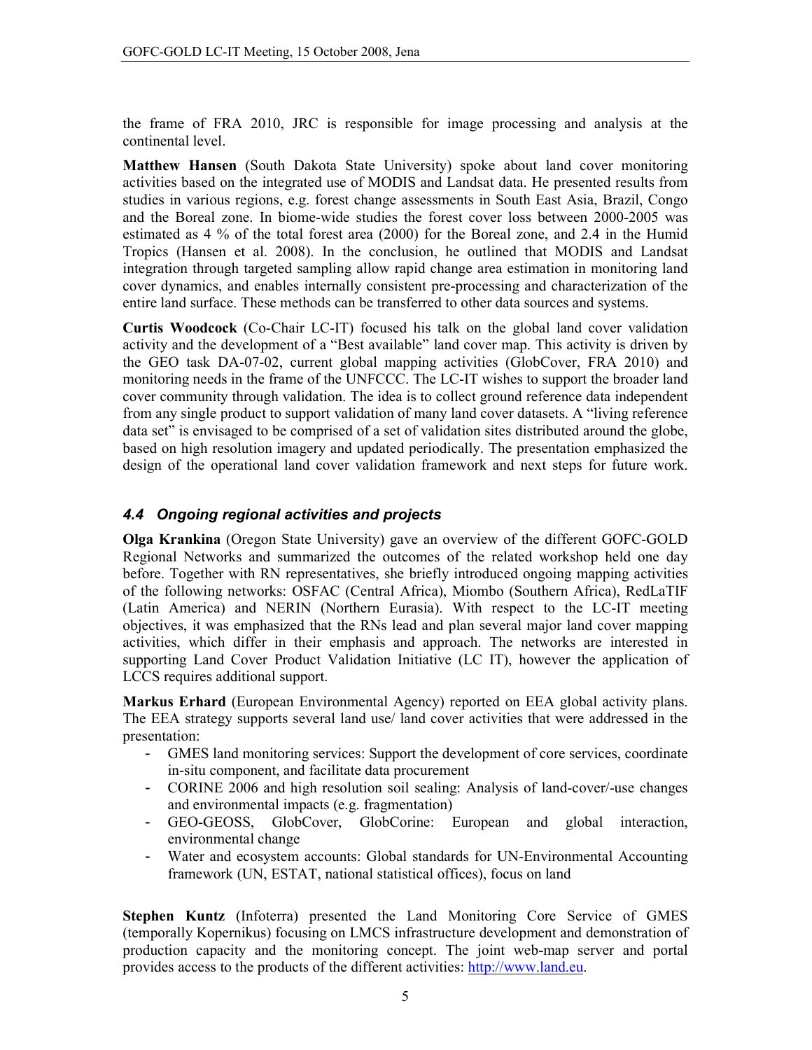the frame of FRA 2010, JRC is responsible for image processing and analysis at the continental level.

**Matthew Hansen** (South Dakota State University) spoke about land cover monitoring activities based on the integrated use of MODIS and Landsat data. He presented results from studies in various regions, e.g. forest change assessments in South East Asia, Brazil, Congo and the Boreal zone. In biome-wide studies the forest cover loss between 2000-2005 was estimated as 4 % of the total forest area (2000) for the Boreal zone, and 2.4 in the Humid Tropics (Hansen et al. 2008). In the conclusion, he outlined that MODIS and Landsat integration through targeted sampling allow rapid change area estimation in monitoring land cover dynamics, and enables internally consistent pre-processing and characterization of the entire land surface. These methods can be transferred to other data sources and systems.

**Curtis Woodcock** (Co-Chair LC-IT) focused his talk on the global land cover validation activity and the development of a "Best available" land cover map. This activity is driven by the GEO task DA-07-02, current global mapping activities (GlobCover, FRA 2010) and monitoring needs in the frame of the UNFCCC. The LC-IT wishes to support the broader land cover community through validation. The idea is to collect ground reference data independent from any single product to support validation of many land cover datasets. A "living reference data set" is envisaged to be comprised of a set of validation sites distributed around the globe, based on high resolution imagery and updated periodically. The presentation emphasized the design of the operational land cover validation framework and next steps for future work.

### *4.4 Ongoing regional activities and projects*

**Olga Krankina** (Oregon State University) gave an overview of the different GOFC-GOLD Regional Networks and summarized the outcomes of the related workshop held one day before. Together with RN representatives, she briefly introduced ongoing mapping activities of the following networks: OSFAC (Central Africa), Miombo (Southern Africa), RedLaTIF (Latin America) and NERIN (Northern Eurasia). With respect to the LC-IT meeting objectives, it was emphasized that the RNs lead and plan several major land cover mapping activities, which differ in their emphasis and approach. The networks are interested in supporting Land Cover Product Validation Initiative (LC IT), however the application of LCCS requires additional support.

**Markus Erhard** (European Environmental Agency) reported on EEA global activity plans. The EEA strategy supports several land use/ land cover activities that were addressed in the presentation:

- GMES land monitoring services: Support the development of core services, coordinate in-situ component, and facilitate data procurement
- CORINE 2006 and high resolution soil sealing: Analysis of land-cover/-use changes and environmental impacts (e.g. fragmentation)
- GEO-GEOSS, GlobCover, GlobCorine: European and global interaction, environmental change
- Water and ecosystem accounts: Global standards for UN-Environmental Accounting framework (UN, ESTAT, national statistical offices), focus on land

**Stephen Kuntz** (Infoterra) presented the Land Monitoring Core Service of GMES (temporally Kopernikus) focusing on LMCS infrastructure development and demonstration of production capacity and the monitoring concept. The joint web-map server and portal provides access to the products of the different activities: http://www.land.eu.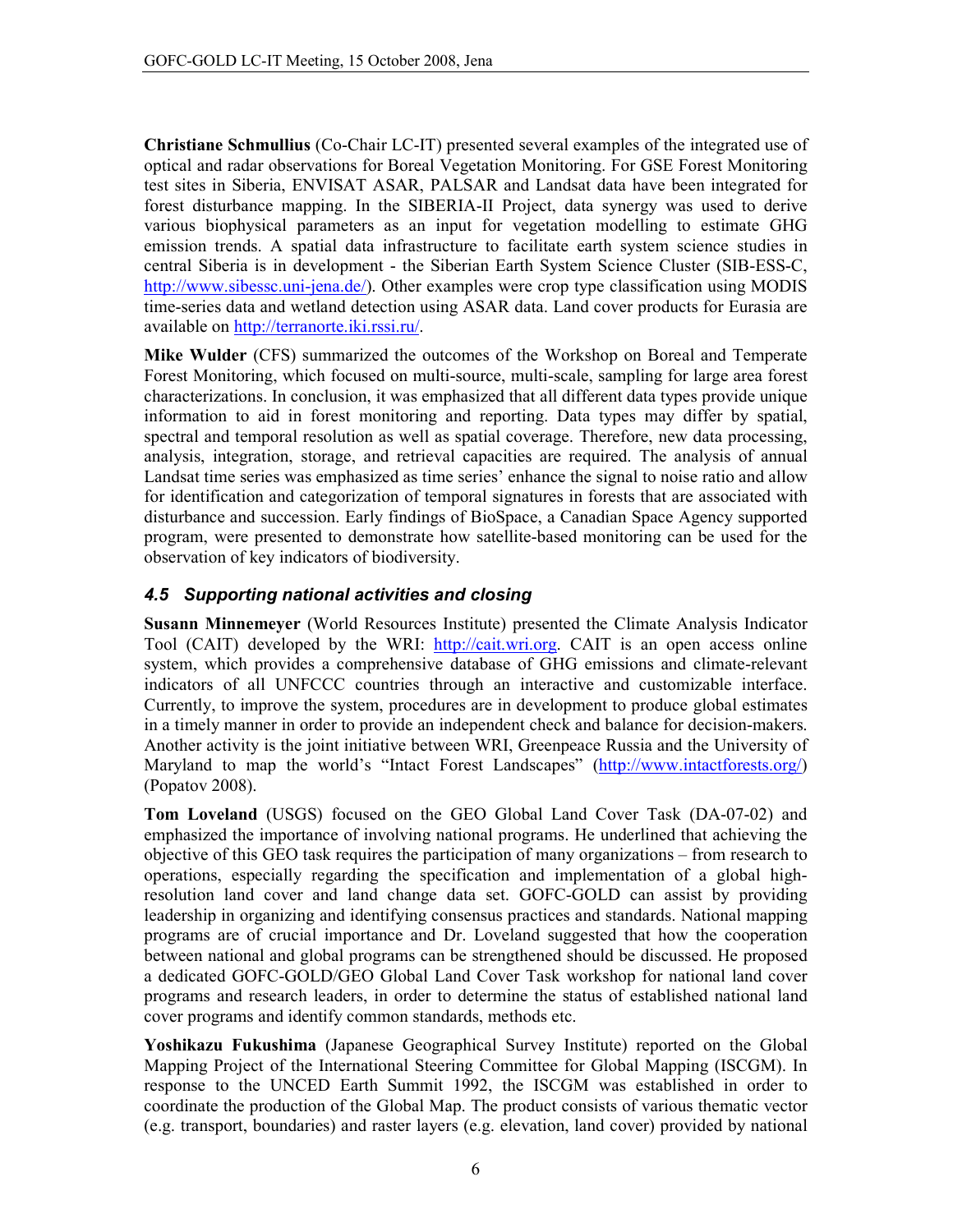**Christiane Schmullius** (Co-Chair LC-IT) presented several examples of the integrated use of optical and radar observations for Boreal Vegetation Monitoring. For GSE Forest Monitoring test sites in Siberia, ENVISAT ASAR, PALSAR and Landsat data have been integrated for forest disturbance mapping. In the SIBERIA-II Project, data synergy was used to derive various biophysical parameters as an input for vegetation modelling to estimate GHG emission trends. A spatial data infrastructure to facilitate earth system science studies in central Siberia is in development - the Siberian Earth System Science Cluster (SIB-ESS-C, http://www.sibessc.uni-jena.de/). Other examples were crop type classification using MODIS time-series data and wetland detection using ASAR data. Land cover products for Eurasia are available on http://terranorte.iki.rssi.ru/.

**Mike Wulder** (CFS) summarized the outcomes of the Workshop on Boreal and Temperate Forest Monitoring, which focused on multi-source, multi-scale, sampling for large area forest characterizations. In conclusion, it was emphasized that all different data types provide unique information to aid in forest monitoring and reporting. Data types may differ by spatial, spectral and temporal resolution as well as spatial coverage. Therefore, new data processing, analysis, integration, storage, and retrieval capacities are required. The analysis of annual Landsat time series was emphasized as time series' enhance the signal to noise ratio and allow for identification and categorization of temporal signatures in forests that are associated with disturbance and succession. Early findings of BioSpace, a Canadian Space Agency supported program, were presented to demonstrate how satellite-based monitoring can be used for the observation of key indicators of biodiversity.

### *4.5 Supporting national activities and closing*

**Susann Minnemeyer** (World Resources Institute) presented the Climate Analysis Indicator Tool (CAIT) developed by the WRI: http://cait.wri.org. CAIT is an open access online system, which provides a comprehensive database of GHG emissions and climate-relevant indicators of all UNFCCC countries through an interactive and customizable interface. Currently, to improve the system, procedures are in development to produce global estimates in a timely manner in order to provide an independent check and balance for decision-makers. Another activity is the joint initiative between WRI, Greenpeace Russia and the University of Maryland to map the world's "Intact Forest Landscapes" (http://www.intactforests.org/) (Popatov 2008).

**Tom Loveland** (USGS) focused on the GEO Global Land Cover Task (DA-07-02) and emphasized the importance of involving national programs. He underlined that achieving the objective of this GEO task requires the participation of many organizations – from research to operations, especially regarding the specification and implementation of a global high-resolution land cover and land change data set. GOFC-GOLD can assist by providing leadership in organizing and identifying consensus practices and standards. National mapping programs are of crucial importance and Dr. Loveland suggested that how the cooperation between national and global programs can be strengthened should be discussed. He proposed a dedicated GOFC-GOLD/GEO Global Land Cover Task workshop for national land cover programs and research leaders, in order to determine the status of established national land cover programs and identify common standards, methods etc.

**Yoshikazu Fukushima** (Japanese Geographical Survey Institute) reported on the Global Mapping Project of the International Steering Committee for Global Mapping (ISCGM). In response to the UNCED Earth Summit 1992, the ISCGM was established in order to coordinate the production of the Global Map. The product consists of various thematic vector (e.g. transport, boundaries) and raster layers (e.g. elevation, land cover) provided by national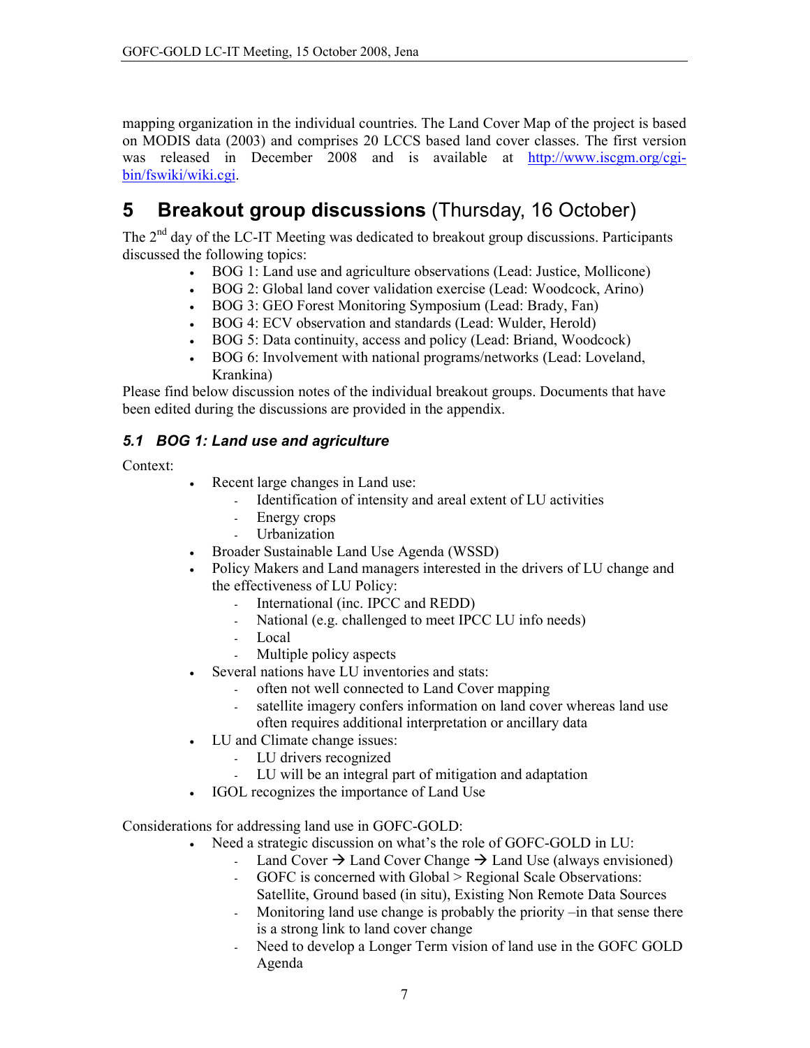mapping organization in the individual countries. The Land Cover Map of the project is based on MODIS data (2003) and comprises 20 LCCS based land cover classes. The first version was released in December 2008 and is available at http://www.iscgm.org/cgi-bin/fswiki/wiki.cgi.

# 5 Breakout group discussions (Thursday, 16 October)

The 2nd day of the LC-IT Meeting was dedicated to breakout group discussions. Participants discussed the following topics:

- BOG 1: Land use and agriculture observations (Lead: Justice, Mollicone)
- BOG 2: Global land cover validation exercise (Lead: Woodcock, Arino)
- BOG 3: GEO Forest Monitoring Symposium (Lead: Brady, Fan)
- BOG 4: ECV observation and standards (Lead: Wulder, Herold)
- BOG 5: Data continuity, access and policy (Lead: Briand, Woodcock)
- BOG 6: Involvement with national programs/networks (Lead: Loveland, Krankina)

Please find below discussion notes of the individual breakout groups. Documents that have been edited during the discussions are provided in the appendix.

## *5.1 BOG 1: Land use and agriculture*

Context:

- Recent large changes in Land use:
  - Identification of intensity and areal extent of LU activities
  - Energy crops
  - Urbanization
- Broader Sustainable Land Use Agenda (WSSD)
- Policy Makers and Land managers interested in the drivers of LU change and the effectiveness of LU Policy:
  - International (inc. IPCC and REDD)
  - National (e.g. challenged to meet IPCC LU info needs)
  - Local
  - Multiple policy aspects
- Several nations have LU inventories and stats:
  - often not well connected to Land Cover mapping
  - satellite imagery confers information on land cover whereas land use often requires additional interpretation or ancillary data
- LU and Climate change issues:
  - LU drivers recognized
  - LU will be an integral part of mitigation and adaptation
- IGOL recognizes the importance of Land Use

Considerations for addressing land use in GOFC-GOLD:

- Need a strategic discussion on what's the role of GOFC-GOLD in LU:
  - Land Cover → Land Cover Change → Land Use (always envisioned)
  - GOFC is concerned with Global > Regional Scale Observations: Satellite, Ground based (in situ), Existing Non Remote Data Sources
  - Monitoring land use change is probably the priority –in that sense there is a strong link to land cover change
  - Need to develop a Longer Term vision of land use in the GOFC GOLD Agenda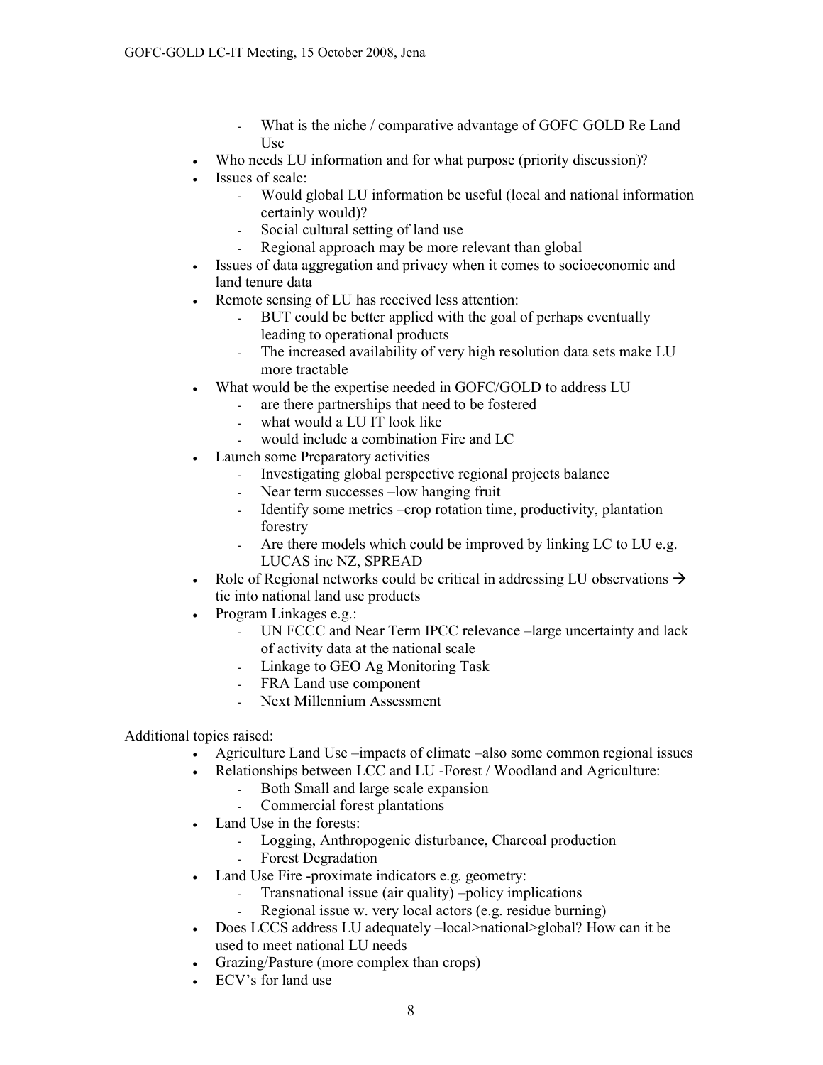- What is the niche / comparative advantage of GOFC GOLD Re Land Use
- Who needs LU information and for what purpose (priority discussion)?
- Issues of scale:
  - Would global LU information be useful (local and national information certainly would)?
  - Social cultural setting of land use
  - Regional approach may be more relevant than global
- Issues of data aggregation and privacy when it comes to socioeconomic and land tenure data
- Remote sensing of LU has received less attention:
  - BUT could be better applied with the goal of perhaps eventually leading to operational products
  - The increased availability of very high resolution data sets make LU more tractable
- What would be the expertise needed in GOFC/GOLD to address LU
  - are there partnerships that need to be fostered
  - what would a LU IT look like
  - would include a combination Fire and LC
- Launch some Preparatory activities
  - Investigating global perspective regional projects balance
  - Near term successes –low hanging fruit
  - Identify some metrics –crop rotation time, productivity, plantation forestry
  - Are there models which could be improved by linking LC to LU e.g. LUCAS inc NZ, SPREAD
- Role of Regional networks could be critical in addressing LU observations → tie into national land use products
- Program Linkages e.g.:
  - UN FCCC and Near Term IPCC relevance –large uncertainty and lack of activity data at the national scale
  - Linkage to GEO Ag Monitoring Task
  - FRA Land use component
  - Next Millennium Assessment

Additional topics raised:

- Agriculture Land Use –impacts of climate –also some common regional issues
- Relationships between LCC and LU -Forest / Woodland and Agriculture:
  - Both Small and large scale expansion
  - Commercial forest plantations
- Land Use in the forests:
  - Logging, Anthropogenic disturbance, Charcoal production
  - Forest Degradation
- Land Use Fire -proximate indicators e.g. geometry:
  - Transnational issue (air quality) –policy implications
  - Regional issue w. very local actors (e.g. residue burning)
- Does LCCS address LU adequately –local>national>global? How can it be used to meet national LU needs
- Grazing/Pasture (more complex than crops)
- ECV's for land use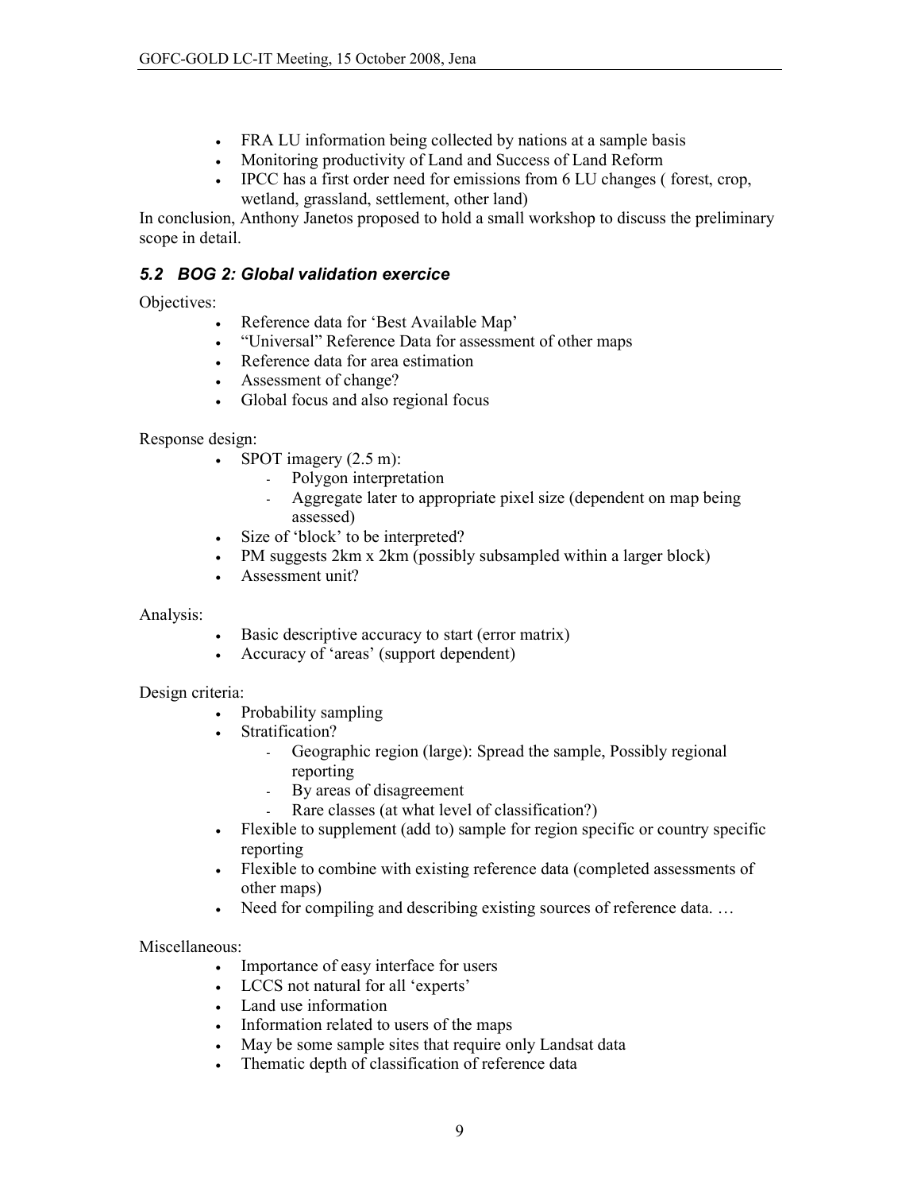- FRA LU information being collected by nations at a sample basis
- Monitoring productivity of Land and Success of Land Reform
- IPCC has a first order need for emissions from 6 LU changes ( forest, crop, wetland, grassland, settlement, other land)

In conclusion, Anthony Janetos proposed to hold a small workshop to discuss the preliminary scope in detail.

### *5.2 BOG 2: Global validation exercice*

Objectives:

- Reference data for 'Best Available Map'
- "Universal" Reference Data for assessment of other maps
- Reference data for area estimation
- Assessment of change?
- Global focus and also regional focus

Response design:

- SPOT imagery (2.5 m):
  - Polygon interpretation
  - Aggregate later to appropriate pixel size (dependent on map being assessed)
- Size of 'block' to be interpreted?
- PM suggests 2km x 2km (possibly subsampled within a larger block)
- Assessment unit?

Analysis:

- Basic descriptive accuracy to start (error matrix)
- Accuracy of 'areas' (support dependent)

Design criteria:

- Probability sampling
- Stratification?
  - Geographic region (large): Spread the sample, Possibly regional reporting
  - By areas of disagreement
  - Rare classes (at what level of classification?)
- Flexible to supplement (add to) sample for region specific or country specific reporting
- Flexible to combine with existing reference data (completed assessments of other maps)
- Need for compiling and describing existing sources of reference data. …

Miscellaneous:

- Importance of easy interface for users
- LCCS not natural for all 'experts'
- Land use information
- Information related to users of the maps
- May be some sample sites that require only Landsat data
- Thematic depth of classification of reference data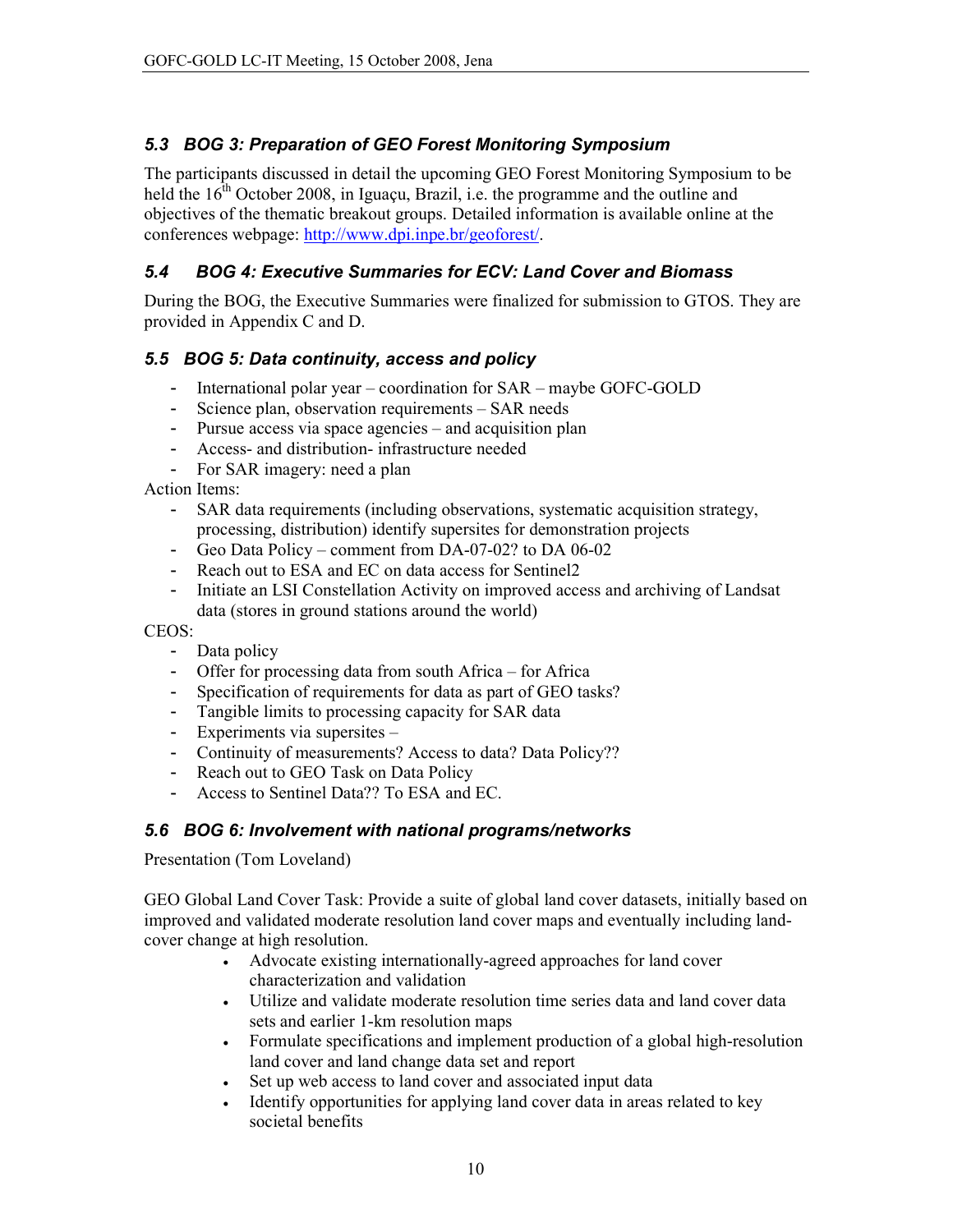### *5.3 BOG 3: Preparation of GEO Forest Monitoring Symposium*

The participants discussed in detail the upcoming GEO Forest Monitoring Symposium to be held the 16th October 2008, in Iguaçu, Brazil, i.e. the programme and the outline and objectives of the thematic breakout groups. Detailed information is available online at the conferences webpage: http://www.dpi.inpe.br/geoforest/.

### *5.4 BOG 4: Executive Summaries for ECV: Land Cover and Biomass*

During the BOG, the Executive Summaries were finalized for submission to GTOS. They are provided in Appendix C and D.

### *5.5 BOG 5: Data continuity, access and policy*

- International polar year – coordination for SAR – maybe GOFC-GOLD
- Science plan, observation requirements – SAR needs
- Pursue access via space agencies – and acquisition plan
- Access- and distribution- infrastructure needed
- For SAR imagery: need a plan

Action Items:

- SAR data requirements (including observations, systematic acquisition strategy, processing, distribution) identify supersites for demonstration projects
- Geo Data Policy – comment from DA-07-02? to DA 06-02
- Reach out to ESA and EC on data access for Sentinel2
- Initiate an LSI Constellation Activity on improved access and archiving of Landsat data (stores in ground stations around the world)

CEOS:

- Data policy
- Offer for processing data from south Africa – for Africa
- Specification of requirements for data as part of GEO tasks?
- Tangible limits to processing capacity for SAR data
- Experiments via supersites –
- Continuity of measurements? Access to data? Data Policy??
- Reach out to GEO Task on Data Policy
- Access to Sentinel Data?? To ESA and EC.

### *5.6 BOG 6: Involvement with national programs/networks*

Presentation (Tom Loveland)

GEO Global Land Cover Task: Provide a suite of global land cover datasets, initially based on improved and validated moderate resolution land cover maps and eventually including land-cover change at high resolution.

- Advocate existing internationally-agreed approaches for land cover characterization and validation
- Utilize and validate moderate resolution time series data and land cover data sets and earlier 1-km resolution maps
- Formulate specifications and implement production of a global high-resolution land cover and land change data set and report
- Set up web access to land cover and associated input data
- Identify opportunities for applying land cover data in areas related to key societal benefits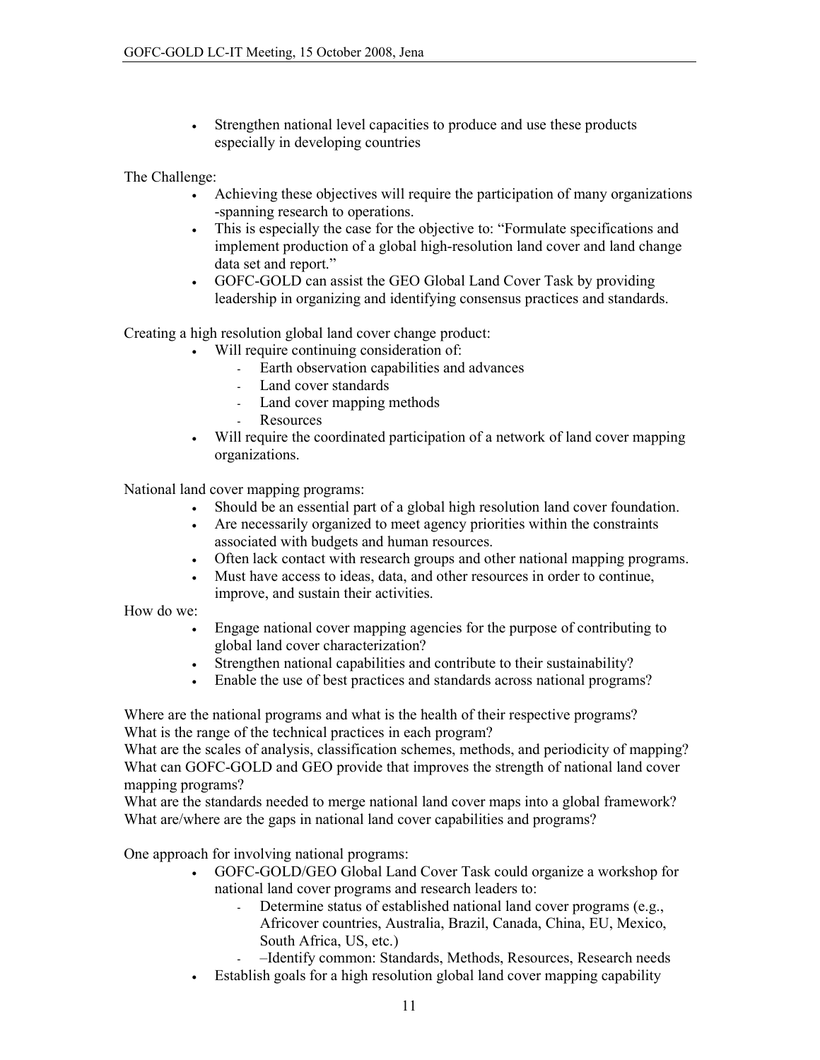- Strengthen national level capacities to produce and use these products especially in developing countries

The Challenge:

- Achieving these objectives will require the participation of many organizations -spanning research to operations.
- This is especially the case for the objective to: "Formulate specifications and implement production of a global high-resolution land cover and land change data set and report."
- GOFC-GOLD can assist the GEO Global Land Cover Task by providing leadership in organizing and identifying consensus practices and standards.

Creating a high resolution global land cover change product:

- Will require continuing consideration of:
  - Earth observation capabilities and advances
  - Land cover standards
  - Land cover mapping methods
  - Resources
- Will require the coordinated participation of a network of land cover mapping organizations.

National land cover mapping programs:

- Should be an essential part of a global high resolution land cover foundation.
- Are necessarily organized to meet agency priorities within the constraints associated with budgets and human resources.
- Often lack contact with research groups and other national mapping programs.
- Must have access to ideas, data, and other resources in order to continue, improve, and sustain their activities.

How do we:

- Engage national cover mapping agencies for the purpose of contributing to global land cover characterization?
- Strengthen national capabilities and contribute to their sustainability?
- Enable the use of best practices and standards across national programs?

Where are the national programs and what is the health of their respective programs?
What is the range of the technical practices in each program?
What are the scales of analysis, classification schemes, methods, and periodicity of mapping?
What can GOFC-GOLD and GEO provide that improves the strength of national land cover mapping programs?
What are the standards needed to merge national land cover maps into a global framework?
What are/where are the gaps in national land cover capabilities and programs?

One approach for involving national programs:

- GOFC-GOLD/GEO Global Land Cover Task could organize a workshop for national land cover programs and research leaders to:
  - Determine status of established national land cover programs (e.g., Africover countries, Australia, Brazil, Canada, China, EU, Mexico, South Africa, US, etc.)
  - –Identify common: Standards, Methods, Resources, Research needs
- Establish goals for a high resolution global land cover mapping capability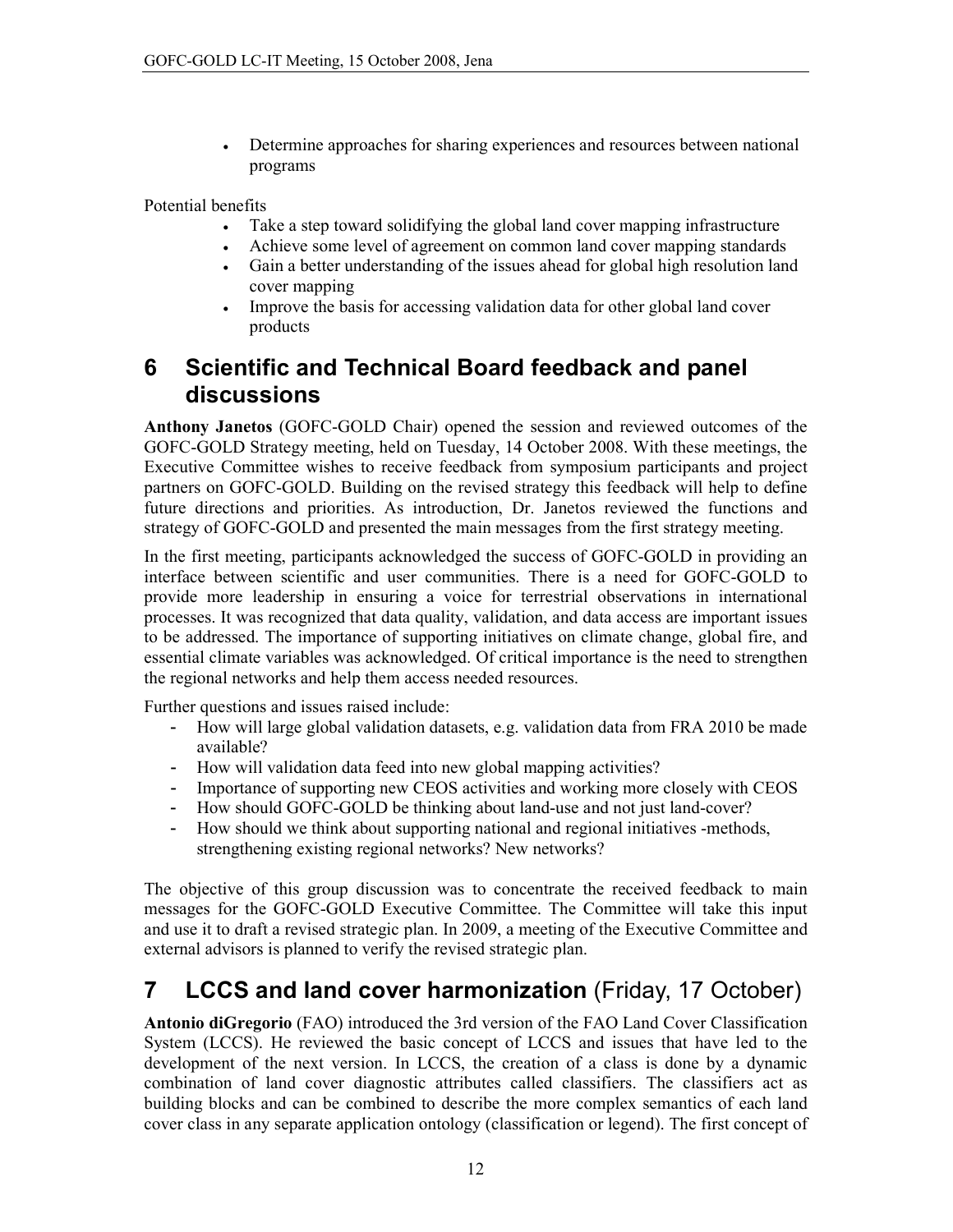- Determine approaches for sharing experiences and resources between national programs

Potential benefits

- Take a step toward solidifying the global land cover mapping infrastructure
- Achieve some level of agreement on common land cover mapping standards
- Gain a better understanding of the issues ahead for global high resolution land cover mapping
- Improve the basis for accessing validation data for other global land cover products

# 6 Scientific and Technical Board feedback and panel discussions

**Anthony Janetos** (GOFC-GOLD Chair) opened the session and reviewed outcomes of the GOFC-GOLD Strategy meeting, held on Tuesday, 14 October 2008. With these meetings, the Executive Committee wishes to receive feedback from symposium participants and project partners on GOFC-GOLD. Building on the revised strategy this feedback will help to define future directions and priorities. As introduction, Dr. Janetos reviewed the functions and strategy of GOFC-GOLD and presented the main messages from the first strategy meeting.

In the first meeting, participants acknowledged the success of GOFC-GOLD in providing an interface between scientific and user communities. There is a need for GOFC-GOLD to provide more leadership in ensuring a voice for terrestrial observations in international processes. It was recognized that data quality, validation, and data access are important issues to be addressed. The importance of supporting initiatives on climate change, global fire, and essential climate variables was acknowledged. Of critical importance is the need to strengthen the regional networks and help them access needed resources.

Further questions and issues raised include:

- How will large global validation datasets, e.g. validation data from FRA 2010 be made available?
- How will validation data feed into new global mapping activities?
- Importance of supporting new CEOS activities and working more closely with CEOS
- How should GOFC-GOLD be thinking about land-use and not just land-cover?
- How should we think about supporting national and regional initiatives -methods, strengthening existing regional networks? New networks?

The objective of this group discussion was to concentrate the received feedback to main messages for the GOFC-GOLD Executive Committee. The Committee will take this input and use it to draft a revised strategic plan. In 2009, a meeting of the Executive Committee and external advisors is planned to verify the revised strategic plan.

# 7 LCCS and land cover harmonization (Friday, 17 October)

**Antonio diGregorio** (FAO) introduced the 3rd version of the FAO Land Cover Classification System (LCCS). He reviewed the basic concept of LCCS and issues that have led to the development of the next version. In LCCS, the creation of a class is done by a dynamic combination of land cover diagnostic attributes called classifiers. The classifiers act as building blocks and can be combined to describe the more complex semantics of each land cover class in any separate application ontology (classification or legend). The first concept of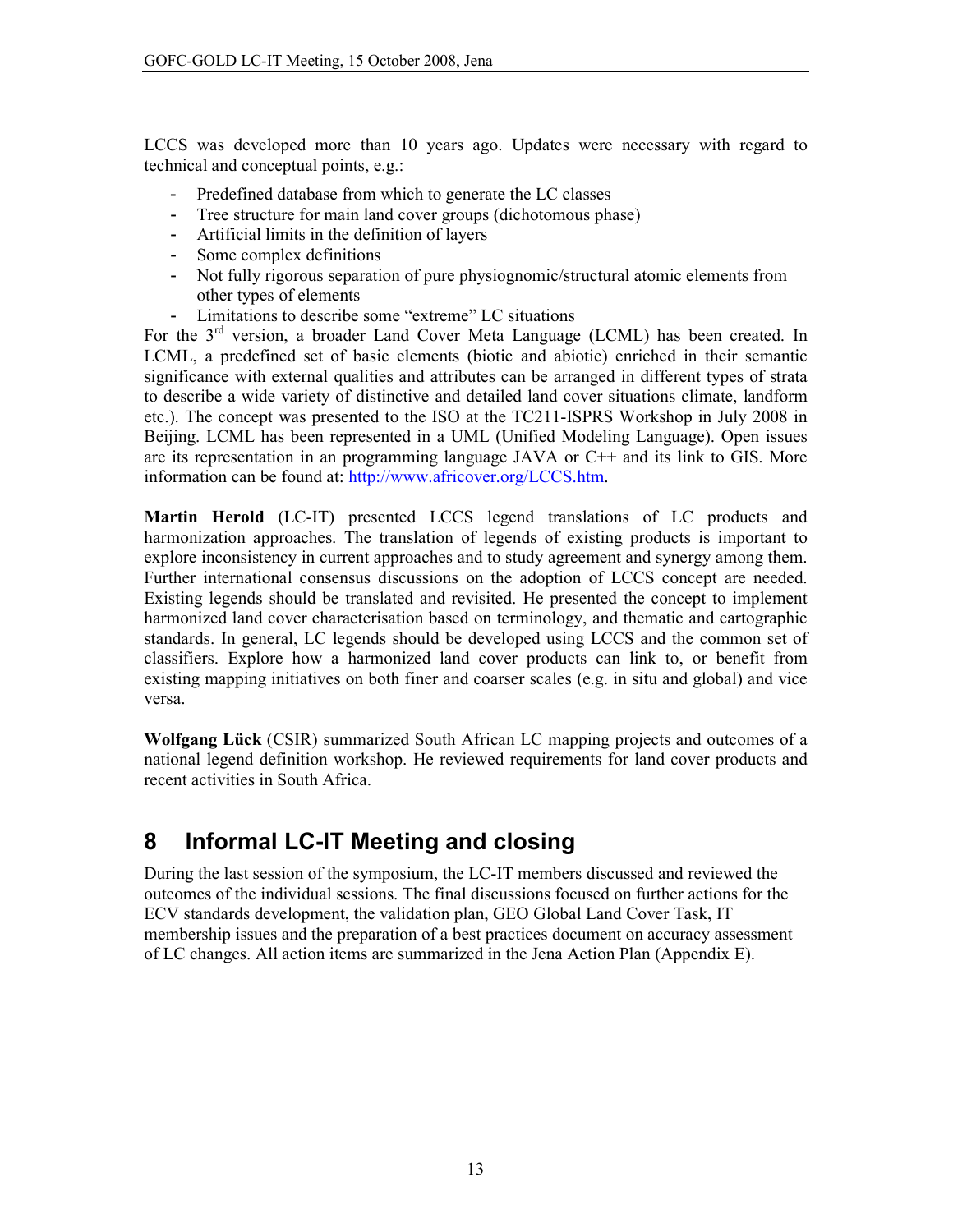LCCS was developed more than 10 years ago. Updates were necessary with regard to technical and conceptual points, e.g.:

- Predefined database from which to generate the LC classes
- Tree structure for main land cover groups (dichotomous phase)
- Artificial limits in the definition of layers
- Some complex definitions
- Not fully rigorous separation of pure physiognomic/structural atomic elements from other types of elements
- Limitations to describe some "extreme" LC situations

For the 3rd version, a broader Land Cover Meta Language (LCML) has been created. In LCML, a predefined set of basic elements (biotic and abiotic) enriched in their semantic significance with external qualities and attributes can be arranged in different types of strata to describe a wide variety of distinctive and detailed land cover situations climate, landform etc.). The concept was presented to the ISO at the TC211-ISPRS Workshop in July 2008 in Beijing. LCML has been represented in a UML (Unified Modeling Language). Open issues are its representation in an programming language JAVA or C++ and its link to GIS. More information can be found at: http://www.africover.org/LCCS.htm.

**Martin Herold** (LC-IT) presented LCCS legend translations of LC products and harmonization approaches. The translation of legends of existing products is important to explore inconsistency in current approaches and to study agreement and synergy among them. Further international consensus discussions on the adoption of LCCS concept are needed. Existing legends should be translated and revisited. He presented the concept to implement harmonized land cover characterisation based on terminology, and thematic and cartographic standards. In general, LC legends should be developed using LCCS and the common set of classifiers. Explore how a harmonized land cover products can link to, or benefit from existing mapping initiatives on both finer and coarser scales (e.g. in situ and global) and vice versa.

**Wolfgang Lück** (CSIR) summarized South African LC mapping projects and outcomes of a national legend definition workshop. He reviewed requirements for land cover products and recent activities in South Africa.

# 8 Informal LC-IT Meeting and closing

During the last session of the symposium, the LC-IT members discussed and reviewed the outcomes of the individual sessions. The final discussions focused on further actions for the ECV standards development, the validation plan, GEO Global Land Cover Task, IT membership issues and the preparation of a best practices document on accuracy assessment of LC changes. All action items are summarized in the Jena Action Plan (Appendix E).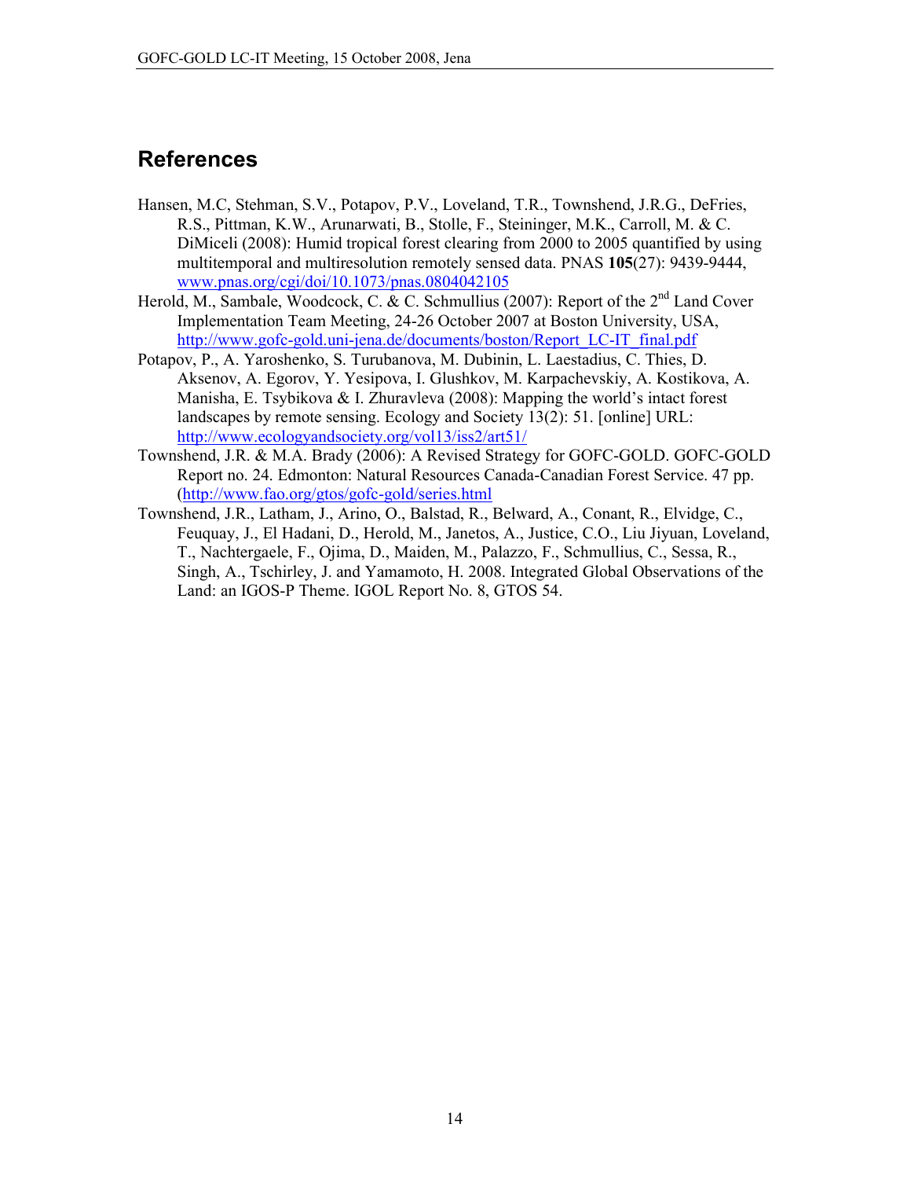# References

Hansen, M.C, Stehman, S.V., Potapov, P.V., Loveland, T.R., Townshend, J.R.G., DeFries, R.S., Pittman, K.W., Arunarwati, B., Stolle, F., Steininger, M.K., Carroll, M. & C. DiMiceli (2008): Humid tropical forest clearing from 2000 to 2005 quantified by using multitemporal and multiresolution remotely sensed data. PNAS **105**(27): 9439-9444, www.pnas.org/cgi/doi/10.1073/pnas.0804042105

Herold, M., Sambale, Woodcock, C. & C. Schmullius (2007): Report of the 2nd Land Cover Implementation Team Meeting, 24-26 October 2007 at Boston University, USA, http://www.gofc-gold.uni-jena.de/documents/boston/Report_LC-IT_final.pdf

Potapov, P., A. Yaroshenko, S. Turubanova, M. Dubinin, L. Laestadius, C. Thies, D. Aksenov, A. Egorov, Y. Yesipova, I. Glushkov, M. Karpachevskiy, A. Kostikova, A. Manisha, E. Tsybikova & I. Zhuravleva (2008): Mapping the world's intact forest landscapes by remote sensing. Ecology and Society 13(2): 51. [online] URL: http://www.ecologyandsociety.org/vol13/iss2/art51/

Townshend, J.R. & M.A. Brady (2006): A Revised Strategy for GOFC-GOLD. GOFC-GOLD Report no. 24. Edmonton: Natural Resources Canada-Canadian Forest Service. 47 pp. (http://www.fao.org/gtos/gofc-gold/series.html

Townshend, J.R., Latham, J., Arino, O., Balstad, R., Belward, A., Conant, R., Elvidge, C., Feuquay, J., El Hadani, D., Herold, M., Janetos, A., Justice, C.O., Liu Jiyuan, Loveland, T., Nachtergaele, F., Ojima, D., Maiden, M., Palazzo, F., Schmullius, C., Sessa, R., Singh, A., Tschirley, J. and Yamamoto, H. 2008. Integrated Global Observations of the Land: an IGOS-P Theme. IGOL Report No. 8, GTOS 54.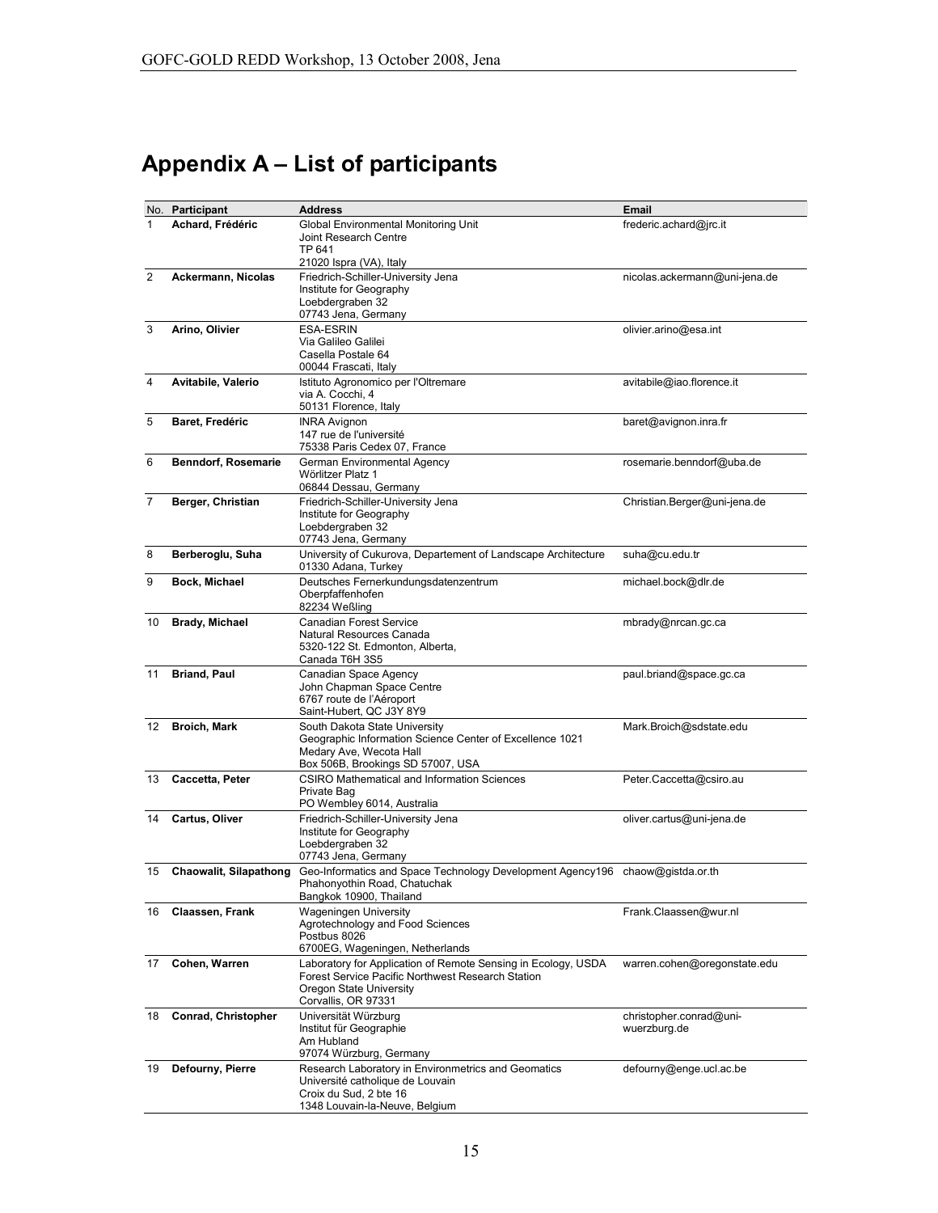# Appendix A – List of participants

| No. | Participant | Address | Email |
|---|---|---|---|
| 1 | **Achard, Frédéric** | Global Environmental Monitoring Unit<br>Joint Research Centre<br>TP 641<br>21020 Ispra (VA), Italy | frederic.achard@jrc.it |
| 2 | **Ackermann, Nicolas** | Friedrich-Schiller-University Jena<br>Institute for Geography<br>Loebdergraben 32<br>07743 Jena, Germany | nicolas.ackermann@uni-jena.de |
| 3 | **Arino, Olivier** | ESA-ESRIN<br>Via Galileo Galilei<br>Casella Postale 64<br>00044 Frascati, Italy | olivier.arino@esa.int |
| 4 | **Avitabile, Valerio** | Istituto Agronomico per l'Oltremare<br>via A. Cocchi, 4<br>50131 Florence, Italy | avitabile@iao.florence.it |
| 5 | **Baret, Frédéric** | INRA Avignon<br>147 rue de l'université<br>75338 Paris Cedex 07, France | baret@avignon.inra.fr |
| 6 | **Benndorf, Rosemarie** | German Environmental Agency<br>Wörlitzer Platz 1<br>06844 Dessau, Germany | rosemarie.benndorf@uba.de |
| 7 | **Berger, Christian** | Friedrich-Schiller-University Jena<br>Institute for Geography<br>Loebdergraben 32<br>07743 Jena, Germany | Christian.Berger@uni-jena.de |
| 8 | **Berberoglu, Suha** | University of Cukurova, Departement of Landscape Architecture<br>01330 Adana, Turkey | suha@cu.edu.tr |
| 9 | **Bock, Michael** | Deutsches Fernerkundungsdatenzentrum<br>Oberpfaffenhofen<br>82234 Weßling | michael.bock@dlr.de |
| 10 | **Brady, Michael** | Canadian Forest Service<br>Natural Resources Canada<br>5320-122 St. Edmonton, Alberta,<br>Canada T6H 3S5 | mbrady@nrcan.gc.ca |
| 11 | **Briand, Paul** | Canadian Space Agency<br>John Chapman Space Centre<br>6767 route de l'Aéroport<br>Saint-Hubert, QC J3Y 8Y9 | paul.briand@space.gc.ca |
| 12 | **Broich, Mark** | South Dakota State University<br>Geographic Information Science Center of Excellence 1021<br>Medary Ave, Wecota Hall<br>Box 506B, Brookings SD 57007, USA | Mark.Broich@sdstate.edu |
| 13 | **Caccetta, Peter** | CSIRO Mathematical and Information Sciences<br>Private Bag<br>PO Wembley 6014, Australia | Peter.Caccetta@csiro.au |
| 14 | **Cartus, Oliver** | Friedrich-Schiller-University Jena<br>Institute for Geography<br>Loebdergraben 32<br>07743 Jena, Germany | oliver.cartus@uni-jena.de |
| 15 | **Chaowalit, Silapathong** | Geo-Informatics and Space Technology Development Agency196<br>Phahonyothin Road, Chatuchak<br>Bangkok 10900, Thailand | chaow@gistda.or.th |
| 16 | **Claassen, Frank** | Wageningen University<br>Agrotechnology and Food Sciences<br>Postbus 8026<br>6700EG, Wageningen, Netherlands | Frank.Claassen@wur.nl |
| 17 | **Cohen, Warren** | Laboratory for Application of Remote Sensing in Ecology, USDA<br>Forest Service Pacific Northwest Research Station<br>Oregon State University<br>Corvallis, OR 97331 | warren.cohen@oregonstate.edu |
| 18 | **Conrad, Christopher** | Universität Würzburg<br>Institut für Geographie<br>Am Hubland<br>97074 Würzburg, Germany | christopher.conrad@uni-wuerzburg.de |
| 19 | **Defourny, Pierre** | Research Laboratory in Environmetrics and Geomatics<br>Université catholique de Louvain<br>Croix du Sud, 2 bte 16<br>1348 Louvain-la-Neuve, Belgium | defourny@enge.ucl.ac.be |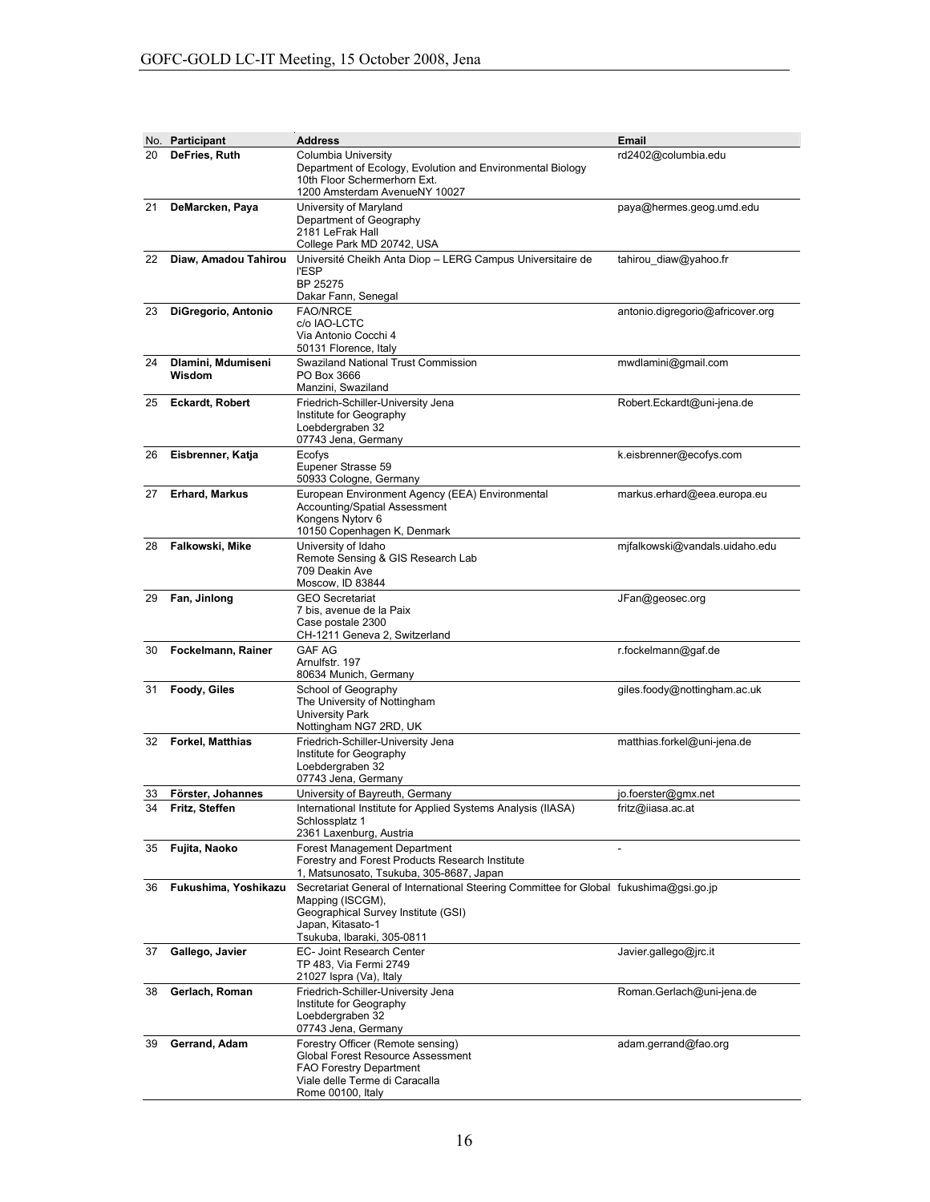| No. | Participant | Address | Email |
|---|---|---|---|
| 20 | **DeFries, Ruth** | Columbia University<br>Department of Ecology, Evolution and Environmental Biology<br>10th Floor Schermerhorn Ext.<br>1200 Amsterdam AvenueNY 10027 | rd2402@columbia.edu |
| 21 | **DeMarcken, Paya** | University of Maryland<br>Department of Geography<br>2181 LeFrak Hall<br>College Park MD 20742, USA | paya@hermes.geog.umd.edu |
| 22 | **Diaw, Amadou Tahirou** | Université Cheikh Anta Diop – LERG Campus Universitaire de l'ESP<br>BP 25275<br>Dakar Fann, Senegal | tahirou_diaw@yahoo.fr |
| 23 | **DiGregorio, Antonio** | FAO/NRCE<br>c/o IAO-LCTC<br>Via Antonio Cocchi 4<br>50131 Florence, Italy | antonio.digregorio@africover.org |
| 24 | **Dlamini, Mdumiseni Wisdom** | Swaziland National Trust Commission<br>PO Box 3666<br>Manzini, Swaziland | mwdlamini@gmail.com |
| 25 | **Eckardt, Robert** | Friedrich-Schiller-University Jena<br>Institute for Geography<br>Loebdergraben 32<br>07743 Jena, Germany | Robert.Eckardt@uni-jena.de |
| 26 | **Eisbrenner, Katja** | Ecofys<br>Eupener Strasse 59<br>50933 Cologne, Germany | k.eisbrenner@ecofys.com |
| 27 | **Erhard, Markus** | European Environment Agency (EEA) Environmental Accounting/Spatial Assessment<br>Kongens Nytorv 6<br>10150 Copenhagen K, Denmark | markus.erhard@eea.europa.eu |
| 28 | **Falkowski, Mike** | University of Idaho<br>Remote Sensing & GIS Research Lab<br>709 Deakin Ave<br>Moscow, ID 83844 | mjfalkowski@vandals.uidaho.edu |
| 29 | **Fan, Jinlong** | GEO Secretariat<br>7 bis, avenue de la Paix<br>Case postale 2300<br>CH-1211 Geneva 2, Switzerland | JFan@geosec.org |
| 30 | **Fockelmann, Rainer** | GAF AG<br>Arnulfstr. 197<br>80634 Munich, Germany | r.fockelmann@gaf.de |
| 31 | **Foody, Giles** | School of Geography<br>The University of Nottingham<br>University Park<br>Nottingham NG7 2RD, UK | giles.foody@nottingham.ac.uk |
| 32 | **Forkel, Matthias** | Friedrich-Schiller-University Jena<br>Institute for Geography<br>Loebdergraben 32<br>07743 Jena, Germany | matthias.forkel@uni-jena.de |
| 33 | **Förster, Johannes** | University of Bayreuth, Germany | jo.foerster@gmx.net |
| 34 | **Fritz, Steffen** | International Institute for Applied Systems Analysis (IIASA)<br>Schlossplatz 1<br>2361 Laxenburg, Austria | fritz@iiasa.ac.at |
| 35 | **Fujita, Naoko** | Forest Management Department<br>Forestry and Forest Products Research Institute<br>1, Matsunosato, Tsukuba, 305-8687, Japan | - |
| 36 | **Fukushima, Yoshikazu** | Secretariat General of International Steering Committee for Global Mapping (ISCGM),<br>Geographical Survey Institute (GSI)<br>Japan, Kitasato-1<br>Tsukuba, Ibaraki, 305-0811 | fukushima@gsi.go.jp |
| 37 | **Gallego, Javier** | EC- Joint Research Center<br>TP 483, Via Fermi 2749<br>21027 Ispra (Va), Italy | Javier.gallego@jrc.it |
| 38 | **Gerlach, Roman** | Friedrich-Schiller-University Jena<br>Institute for Geography<br>Loebdergraben 32<br>07743 Jena, Germany | Roman.Gerlach@uni-jena.de |
| 39 | **Gerrand, Adam** | Forestry Officer (Remote sensing)<br>Global Forest Resource Assessment<br>FAO Forestry Department<br>Viale delle Terme di Caracalla<br>Rome 00100, Italy | adam.gerrand@fao.org |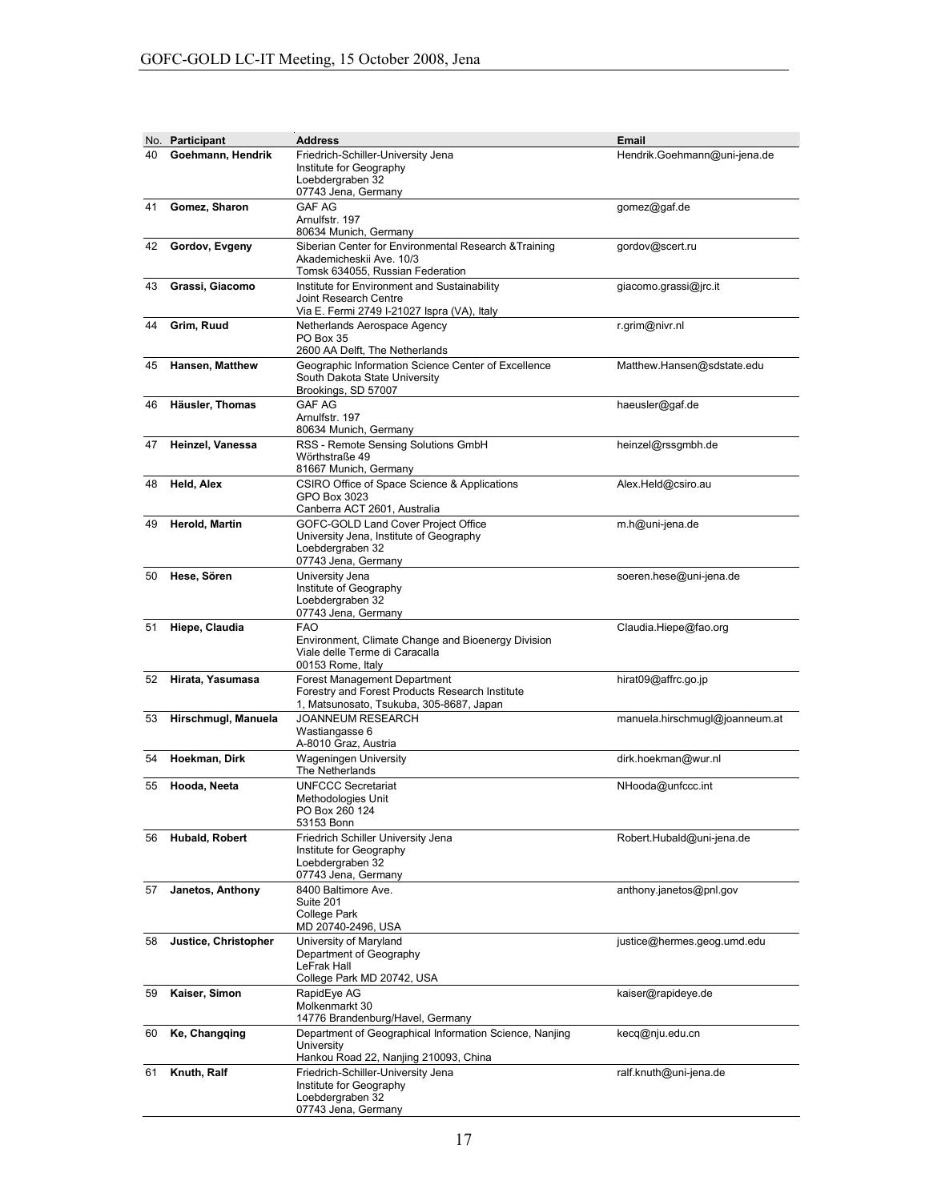| No. | Participant | Address | Email |
|---|---|---|---|
| 40 | **Goehmann, Hendrik** | Friedrich-Schiller-University Jena<br>Institute for Geography<br>Loebdergraben 32<br>07743 Jena, Germany | Hendrik.Goehmann@uni-jena.de |
| 41 | **Gomez, Sharon** | GAF AG<br>Arnulfstr. 197<br>80634 Munich, Germany | gomez@gaf.de |
| 42 | **Gordov, Evgeny** | Siberian Center for Environmental Research &Training<br>Akademicheskii Ave. 10/3<br>Tomsk 634055, Russian Federation | gordov@scert.ru |
| 43 | **Grassi, Giacomo** | Institute for Environment and Sustainability<br>Joint Research Centre<br>Via E. Fermi 2749 I-21027 Ispra (VA), Italy | giacomo.grassi@jrc.it |
| 44 | **Grim, Ruud** | Netherlands Aerospace Agency<br>PO Box 35<br>2600 AA Delft, The Netherlands | r.grim@nivr.nl |
| 45 | **Hansen, Matthew** | Geographic Information Science Center of Excellence<br>South Dakota State University<br>Brookings, SD 57007 | Matthew.Hansen@sdstate.edu |
| 46 | **Häusler, Thomas** | GAF AG<br>Arnulfstr. 197<br>80634 Munich, Germany | haeusler@gaf.de |
| 47 | **Heinzel, Vanessa** | RSS - Remote Sensing Solutions GmbH<br>Wörthstraße 49<br>81667 Munich, Germany | heinzel@rssgmbh.de |
| 48 | **Held, Alex** | CSIRO Office of Space Science & Applications<br>GPO Box 3023<br>Canberra ACT 2601, Australia | Alex.Held@csiro.au |
| 49 | **Herold, Martin** | GOFC-GOLD Land Cover Project Office<br>University Jena, Institute of Geography<br>Loebdergraben 32<br>07743 Jena, Germany | m.h@uni-jena.de |
| 50 | **Hese, Sören** | University Jena<br>Institute of Geography<br>Loebdergraben 32<br>07743 Jena, Germany | soeren.hese@uni-jena.de |
| 51 | **Hiepe, Claudia** | FAO<br>Environment, Climate Change and Bioenergy Division<br>Viale delle Terme di Caracalla<br>00153 Rome, Italy | Claudia.Hiepe@fao.org |
| 52 | **Hirata, Yasumasa** | Forest Management Department<br>Forestry and Forest Products Research Institute<br>1, Matsunosato, Tsukuba, 305-8687, Japan | hirat09@affrc.go.jp |
| 53 | **Hirschmugl, Manuela** | JOANNEUM RESEARCH<br>Wastiangasse 6<br>A-8010 Graz, Austria | manuela.hirschmugl@joanneum.at |
| 54 | **Hoekman, Dirk** | Wageningen University<br>The Netherlands | dirk.hoekman@wur.nl |
| 55 | **Hooda, Neeta** | UNFCCC Secretariat<br>Methodologies Unit<br>PO Box 260 124<br>53153 Bonn | NHooda@unfccc.int |
| 56 | **Hubald, Robert** | Friedrich Schiller University Jena<br>Institute for Geography<br>Loebdergraben 32<br>07743 Jena, Germany | Robert.Hubald@uni-jena.de |
| 57 | **Janetos, Anthony** | 8400 Baltimore Ave.<br>Suite 201<br>College Park<br>MD 20740-2496, USA | anthony.janetos@pnl.gov |
| 58 | **Justice, Christopher** | University of Maryland<br>Department of Geography<br>LeFrak Hall<br>College Park MD 20742, USA | justice@hermes.geog.umd.edu |
| 59 | **Kaiser, Simon** | RapidEye AG<br>Molkenmarkt 30<br>14776 Brandenburg/Havel, Germany | kaiser@rapideye.de |
| 60 | **Ke, Changqing** | Department of Geographical Information Science, Nanjing University<br>Hankou Road 22, Nanjing 210093, China | kecq@nju.edu.cn |
| 61 | **Knuth, Ralf** | Friedrich-Schiller-University Jena<br>Institute for Geography<br>Loebdergraben 32<br>07743 Jena, Germany | ralf.knuth@uni-jena.de |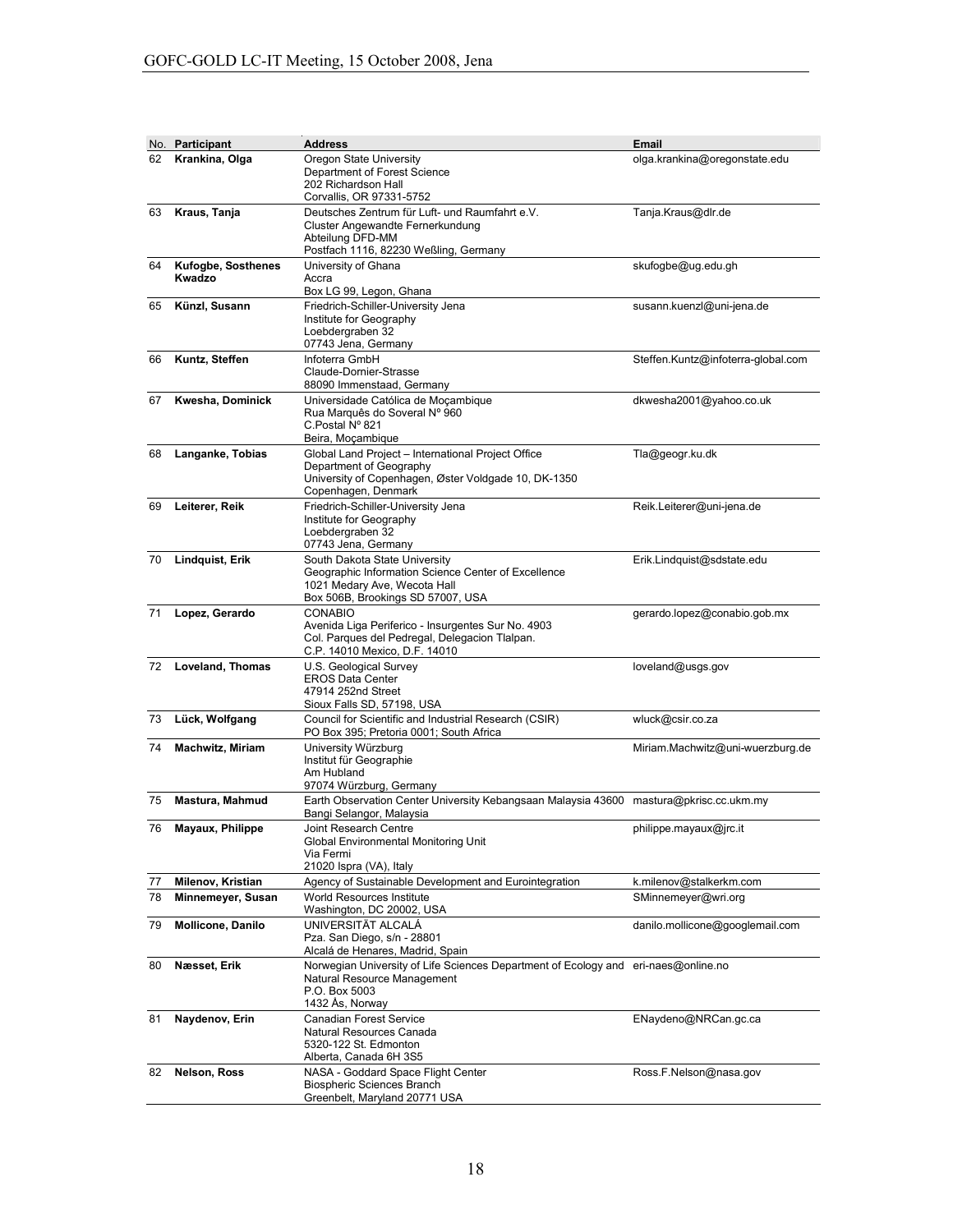| No. | Participant | Address | Email |
|---|---|---|---|
| 62 | **Krankina, Olga** | Oregon State University<br>Department of Forest Science<br>202 Richardson Hall<br>Corvallis, OR 97331-5752 | olga.krankina@oregonstate.edu |
| 63 | **Kraus, Tanja** | Deutsches Zentrum für Luft- und Raumfahrt e.V.<br>Cluster Angewandte Fernerkundung<br>Abteilung DFD-MM<br>Postfach 1116, 82230 Weßling, Germany | Tanja.Kraus@dlr.de |
| 64 | **Kufogbe, Sosthenes Kwadzo** | University of Ghana<br>Accra<br>Box LG 99, Legon, Ghana | skufogbe@ug.edu.gh |
| 65 | **Künzl, Susann** | Friedrich-Schiller-University Jena<br>Institute for Geography<br>Loebdergraben 32<br>07743 Jena, Germany | susann.kuenzl@uni-jena.de |
| 66 | **Kuntz, Steffen** | Infoterra GmbH<br>Claude-Dornier-Strasse<br>88090 Immenstaad, Germany | Steffen.Kuntz@infoterra-global.com |
| 67 | **Kwesha, Dominick** | Universidade Católica de Moçambique<br>Rua Marquês do Soveral Nº 960<br>C.Postal Nº 821<br>Beira, Moçambique | dkwesha2001@yahoo.co.uk |
| 68 | **Langanke, Tobias** | Global Land Project – International Project Office<br>Department of Geography<br>University of Copenhagen, Øster Voldgade 10, DK-1350<br>Copenhagen, Denmark | Tla@geogr.ku.dk |
| 69 | **Leiterer, Reik** | Friedrich-Schiller-University Jena<br>Institute for Geography<br>Loebdergraben 32<br>07743 Jena, Germany | Reik.Leiterer@uni-jena.de |
| 70 | **Lindquist, Erik** | South Dakota State University<br>Geographic Information Science Center of Excellence<br>1021 Medary Ave, Wecota Hall<br>Box 506B, Brookings SD 57007, USA | Erik.Lindquist@sdstate.edu |
| 71 | **Lopez, Gerardo** | CONABIO<br>Avenida Liga Periferico - Insurgentes Sur No. 4903<br>Col. Parques del Pedregal, Delegacion Tlalpan.<br>C.P. 14010 Mexico, D.F. 14010 | gerardo.lopez@conabio.gob.mx |
| 72 | **Loveland, Thomas** | U.S. Geological Survey<br>EROS Data Center<br>47914 252nd Street<br>Sioux Falls SD, 57198, USA | loveland@usgs.gov |
| 73 | **Lück, Wolfgang** | Council for Scientific and Industrial Research (CSIR)<br>PO Box 395; Pretoria 0001; South Africa | wluck@csir.co.za |
| 74 | **Machwitz, Miriam** | University Würzburg<br>Institut für Geographie<br>Am Hubland<br>97074 Würzburg, Germany | Miriam.Machwitz@uni-wuerzburg.de |
| 75 | **Mastura, Mahmud** | Earth Observation Center University Kebangsaan Malaysia 43600 Bangi Selangor, Malaysia | mastura@pkrisc.cc.ukm.my |
| 76 | **Mayaux, Philippe** | Joint Research Centre<br>Global Environmental Monitoring Unit<br>Via Fermi<br>21020 Ispra (VA), Italy | philippe.mayaux@jrc.it |
| 77 | **Milenov, Kristian** | Agency of Sustainable Development and Eurointegration | k.milenov@stalkerkm.com |
| 78 | **Minnemeyer, Susan** | World Resources Institute<br>Washington, DC 20002, USA | SMinnemeyer@wri.org |
| 79 | **Mollicone, Danilo** | UNIVERSITÄT ALCALÁ<br>Pza. San Diego, s/n - 28801<br>Alcalá de Henares, Madrid, Spain | danilo.mollicone@googlemail.com |
| 80 | **Næsset, Erik** | Norwegian University of Life Sciences Department of Ecology and Natural Resource Management<br>P.O. Box 5003<br>1432 Ås, Norway | eri-naes@online.no |
| 81 | **Naydenov, Erin** | Canadian Forest Service<br>Natural Resources Canada<br>5320-122 St. Edmonton<br>Alberta, Canada 6H 3S5 | ENaydeno@NRCan.gc.ca |
| 82 | **Nelson, Ross** | NASA - Goddard Space Flight Center<br>Biospheric Sciences Branch<br>Greenbelt, Maryland 20771 USA | Ross.F.Nelson@nasa.gov |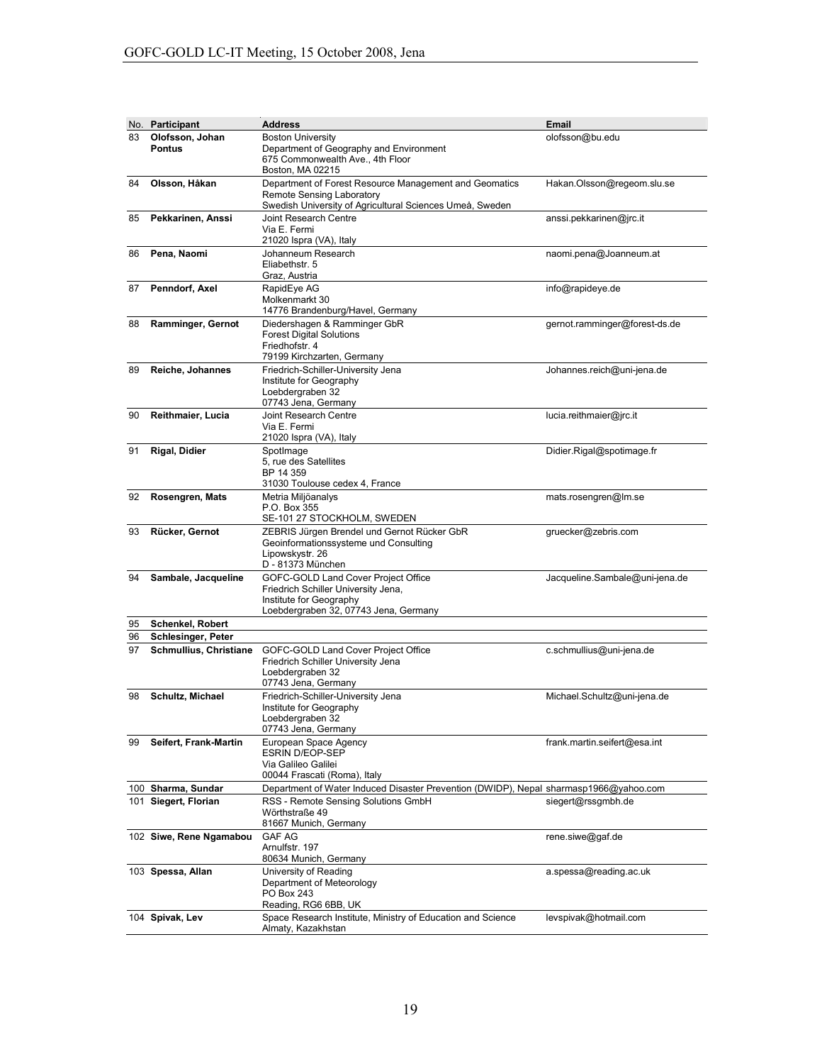| No. | Participant | Address | Email |
|---|---|---|---|
| 83 | **Olofsson, Johan Pontus** | Boston University<br>Department of Geography and Environment<br>675 Commonwealth Ave., 4th Floor<br>Boston, MA 02215 | olofsson@bu.edu |
| 84 | **Olsson, Håkan** | Department of Forest Resource Management and Geomatics<br>Remote Sensing Laboratory<br>Swedish University of Agricultural Sciences Umeå, Sweden | Hakan.Olsson@regeom.slu.se |
| 85 | **Pekkarinen, Anssi** | Joint Research Centre<br>Via E. Fermi<br>21020 Ispra (VA), Italy | anssi.pekkarinen@jrc.it |
| 86 | **Pena, Naomi** | Johanneum Research<br>Eliabethstr. 5<br>Graz, Austria | naomi.pena@Joanneum.at |
| 87 | **Penndorf, Axel** | RapidEye AG<br>Molkenmarkt 30<br>14776 Brandenburg/Havel, Germany | info@rapideye.de |
| 88 | **Ramminger, Gernot** | Diedershagen & Ramminger GbR<br>Forest Digital Solutions<br>Friedhofstr. 4<br>79199 Kirchzarten, Germany | gernot.ramminger@forest-ds.de |
| 89 | **Reiche, Johannes** | Friedrich-Schiller-University Jena<br>Institute for Geography<br>Loebdergraben 32<br>07743 Jena, Germany | Johannes.reich@uni-jena.de |
| 90 | **Reithmaier, Lucia** | Joint Research Centre<br>Via E. Fermi<br>21020 Ispra (VA), Italy | lucia.reithmaier@jrc.it |
| 91 | **Rigal, Didier** | SpotImage<br>5, rue des Satellites<br>BP 14 359<br>31030 Toulouse cedex 4, France | Didier.Rigal@spotimage.fr |
| 92 | **Rosengren, Mats** | Metria Miljöanalys<br>P.O. Box 355<br>SE-101 27 STOCKHOLM, SWEDEN | mats.rosengren@lm.se |
| 93 | **Rücker, Gernot** | ZEBRIS Jürgen Brendel und Gernot Rücker GbR<br>Geoinformationssysteme und Consulting<br>Lipowskystr. 26<br>D - 81373 München | gruecker@zebris.com |
| 94 | **Sambale, Jacqueline** | GOFC-GOLD Land Cover Project Office<br>Friedrich Schiller University Jena,<br>Institute for Geography<br>Loebdergraben 32, 07743 Jena, Germany | Jacqueline.Sambale@uni-jena.de |
| 95 | **Schenkel, Robert** | | |
| 96 | **Schlesinger, Peter** | | |
| 97 | **Schmullius, Christiane** | GOFC-GOLD Land Cover Project Office<br>Friedrich Schiller University Jena<br>Loebdergraben 32<br>07743 Jena, Germany | c.schmullius@uni-jena.de |
| 98 | **Schultz, Michael** | Friedrich-Schiller-University Jena<br>Institute for Geography<br>Loebdergraben 32<br>07743 Jena, Germany | Michael.Schultz@uni-jena.de |
| 99 | **Seifert, Frank-Martin** | European Space Agency<br>ESRIN D/EOP-SEP<br>Via Galileo Galilei<br>00044 Frascati (Roma), Italy | frank.martin.seifert@esa.int |
| 100 | **Sharma, Sundar** | Department of Water Induced Disaster Prevention (DWIDP), Nepal | sharmasp1966@yahoo.com |
| 101 | **Siegert, Florian** | RSS - Remote Sensing Solutions GmbH<br>Wörthstraße 49<br>81667 Munich, Germany | siegert@rssgmbh.de |
| 102 | **Siwe, Rene Ngamabou** | GAF AG<br>Arnulfstr. 197<br>80634 Munich, Germany | rene.siwe@gaf.de |
| 103 | **Spessa, Allan** | University of Reading<br>Department of Meteorology<br>PO Box 243<br>Reading, RG6 6BB, UK | a.spessa@reading.ac.uk |
| 104 | **Spivak, Lev** | Space Research Institute, Ministry of Education and Science<br>Almaty, Kazakhstan | levspivak@hotmail.com |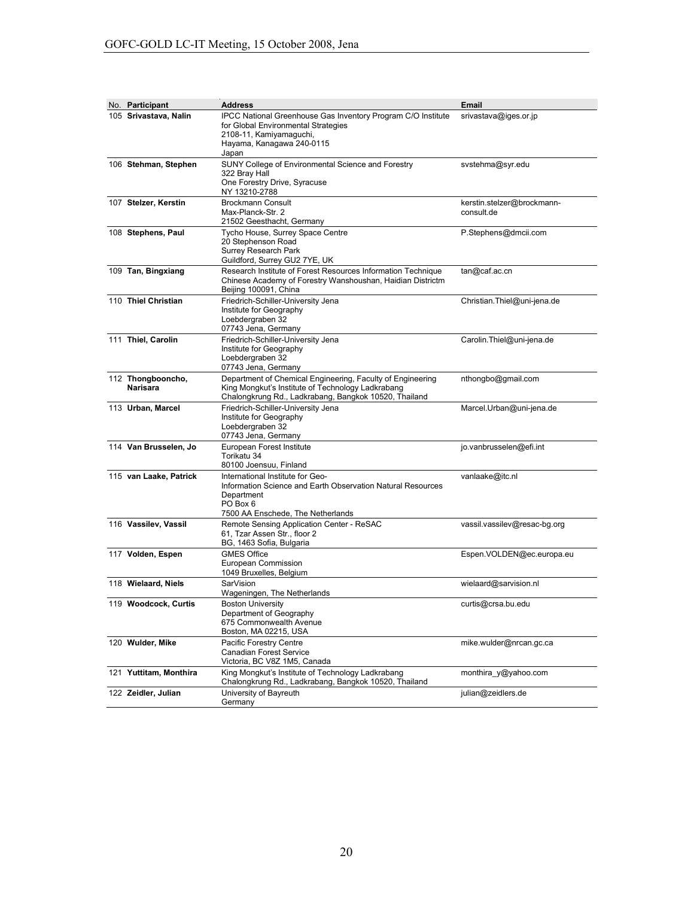| No. | Participant | Address | Email |
|---|---|---|---|
| 105 | **Srivastava, Nalin** | IPCC National Greenhouse Gas Inventory Program C/O Institute for Global Environmental Strategies<br>2108-11, Kamiyamaguchi,<br>Hayama, Kanagawa 240-0115<br>Japan | srivastava@iges.or.jp |
| 106 | **Stehman, Stephen** | SUNY College of Environmental Science and Forestry<br>322 Bray Hall<br>One Forestry Drive, Syracuse<br>NY 13210-2788 | svstehma@syr.edu |
| 107 | **Stelzer, Kerstin** | Brockmann Consult<br>Max-Planck-Str. 2<br>21502 Geesthacht, Germany | kerstin.stelzer@brockmann-consult.de |
| 108 | **Stephens, Paul** | Tycho House, Surrey Space Centre<br>20 Stephenson Road<br>Surrey Research Park<br>Guildford, Surrey GU2 7YE, UK | P.Stephens@dmcii.com |
| 109 | **Tan, Bingxiang** | Research Institute of Forest Resources Information Technique<br>Chinese Academy of Forestry Wanshoushan, Haidian Districtm<br>Beijing 100091, China | tan@caf.ac.cn |
| 110 | **Thiel Christian** | Friedrich-Schiller-University Jena<br>Institute for Geography<br>Loebdergraben 32<br>07743 Jena, Germany | Christian.Thiel@uni-jena.de |
| 111 | **Thiel, Carolin** | Friedrich-Schiller-University Jena<br>Institute for Geography<br>Loebdergraben 32<br>07743 Jena, Germany | Carolin.Thiel@uni-jena.de |
| 112 | **Thongbooncho, Narisara** | Department of Chemical Engineering, Faculty of Engineering<br>King Mongkut's Institute of Technology Ladkrabang<br>Chalongkrung Rd., Ladkrabang, Bangkok 10520, Thailand | nthongbo@gmail.com |
| 113 | **Urban, Marcel** | Friedrich-Schiller-University Jena<br>Institute for Geography<br>Loebdergraben 32<br>07743 Jena, Germany | Marcel.Urban@uni-jena.de |
| 114 | **Van Brusselen, Jo** | European Forest Institute<br>Torikatu 34<br>80100 Joensuu, Finland | jo.vanbrusselen@efi.int |
| 115 | **van Laake, Patrick** | International Institute for Geo-<br>Information Science and Earth Observation Natural Resources Department<br>PO Box 6<br>7500 AA Enschede, The Netherlands | vanlaake@itc.nl |
| 116 | **Vassilev, Vassil** | Remote Sensing Application Center - ReSAC<br>61, Tzar Assen Str., floor 2<br>BG, 1463 Sofia, Bulgaria | vassil.vassilev@resac-bg.org |
| 117 | **Volden, Espen** | GMES Office<br>European Commission<br>1049 Bruxelles, Belgium | Espen.VOLDEN@ec.europa.eu |
| 118 | **Wielaard, Niels** | SarVision<br>Wageningen, The Netherlands | wielaard@sarvision.nl |
| 119 | **Woodcock, Curtis** | Boston University<br>Department of Geography<br>675 Commonwealth Avenue<br>Boston, MA 02215, USA | curtis@crsa.bu.edu |
| 120 | **Wulder, Mike** | Pacific Forestry Centre<br>Canadian Forest Service<br>Victoria, BC V8Z 1M5, Canada | mike.wulder@nrcan.gc.ca |
| 121 | **Yuttitam, Monthira** | King Mongkut's Institute of Technology Ladkrabang<br>Chalongkrung Rd., Ladkrabang, Bangkok 10520, Thailand | monthira_y@yahoo.com |
| 122 | **Zeidler, Julian** | University of Bayreuth<br>Germany | julian@zeidlers.de |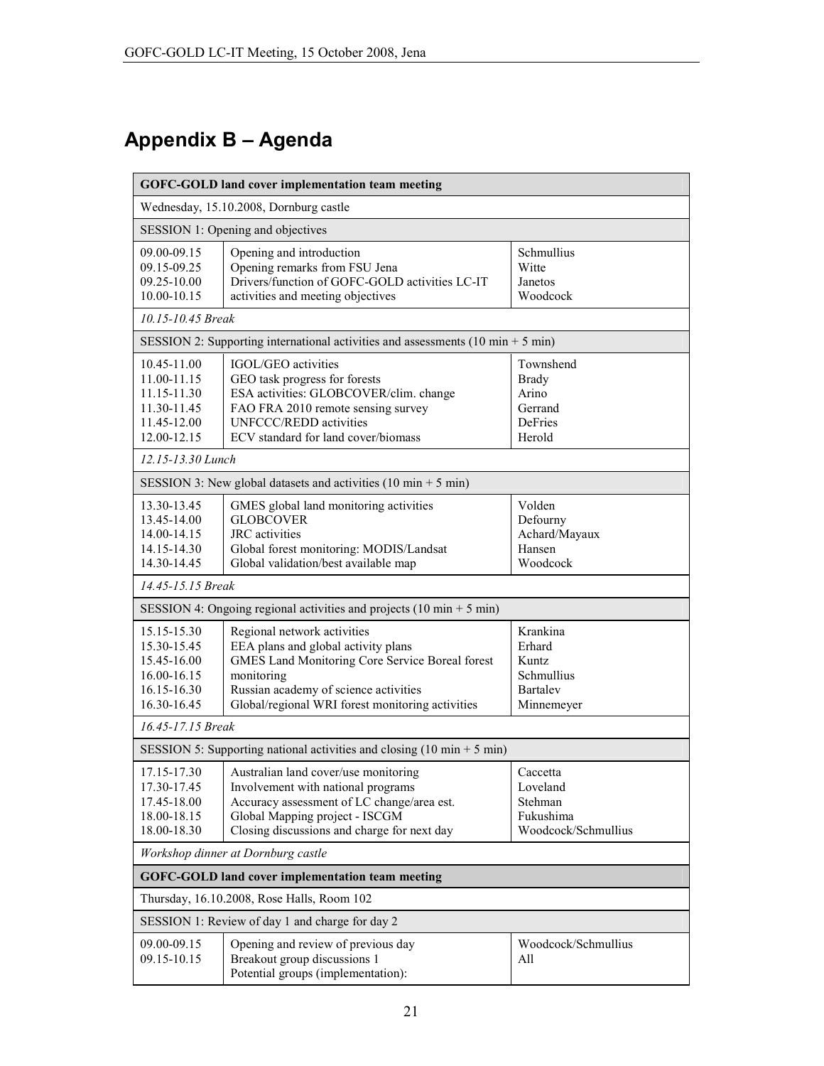# Appendix B – Agenda

| **GOFC-GOLD land cover implementation team meeting** | | |
|---|---|---|
| Wednesday, 15.10.2008, Dornburg castle | | |
| SESSION 1: Opening and objectives | | |
| 09.00-09.15<br>09.15-09.25<br>09.25-10.00<br>10.00-10.15 | Opening and introduction<br>Opening remarks from FSU Jena<br>Drivers/function of GOFC-GOLD activities LC-IT<br>activities and meeting objectives | Schmullius<br>Witte<br>Janetos<br>Woodcock |
| *10.15-10.45 Break* | | |
| SESSION 2: Supporting international activities and assessments (10 min + 5 min) | | |
| 10.45-11.00<br>11.00-11.15<br>11.15-11.30<br>11.30-11.45<br>11.45-12.00<br>12.00-12.15 | IGOL/GEO activities<br>GEO task progress for forests<br>ESA activities: GLOBCOVER/clim. change<br>FAO FRA 2010 remote sensing survey<br>UNFCCC/REDD activities<br>ECV standard for land cover/biomass | Townshend<br>Brady<br>Arino<br>Gerrand<br>DeFries<br>Herold |
| *12.15-13.30 Lunch* | | |
| SESSION 3: New global datasets and activities (10 min + 5 min) | | |
| 13.30-13.45<br>13.45-14.00<br>14.00-14.15<br>14.15-14.30<br>14.30-14.45 | GMES global land monitoring activities<br>GLOBCOVER<br>JRC activities<br>Global forest monitoring: MODIS/Landsat<br>Global validation/best available map | Volden<br>Defourny<br>Achard/Mayaux<br>Hansen<br>Woodcock |
| *14.45-15.15 Break* | | |
| SESSION 4: Ongoing regional activities and projects (10 min + 5 min) | | |
| 15.15-15.30<br>15.30-15.45<br>15.45-16.00<br>16.00-16.15<br>16.15-16.30<br>16.30-16.45 | Regional network activities<br>EEA plans and global activity plans<br>GMES Land Monitoring Core Service Boreal forest<br>monitoring<br>Russian academy of science activities<br>Global/regional WRI forest monitoring activities | Krankina<br>Erhard<br>Kuntz<br>Schmullius<br>Bartalev<br>Minnemeyer |
| *16.45-17.15 Break* | | |
| SESSION 5: Supporting national activities and closing (10 min + 5 min) | | |
| 17.15-17.30<br>17.30-17.45<br>17.45-18.00<br>18.00-18.15<br>18.00-18.30 | Australian land cover/use monitoring<br>Involvement with national programs<br>Accuracy assessment of LC change/area est.<br>Global Mapping project - ISCGM<br>Closing discussions and charge for next day | Caccetta<br>Loveland<br>Stehman<br>Fukushima<br>Woodcock/Schmullius |
| *Workshop dinner at Dornburg castle* | | |
| **GOFC-GOLD land cover implementation team meeting** | | |
| Thursday, 16.10.2008, Rose Halls, Room 102 | | |
| SESSION 1: Review of day 1 and charge for day 2 | | |
| 09.00-09.15<br>09.15-10.15 | Opening and review of previous day<br>Breakout group discussions 1<br>Potential groups (implementation): | Woodcock/Schmullius<br>All |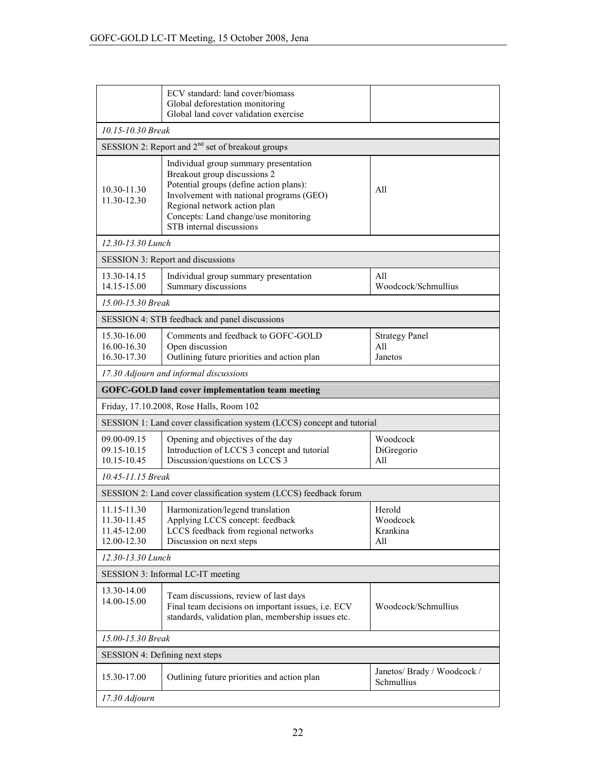| | | |
|---|---|---|
| | ECV standard: land cover/biomass<br>Global deforestation monitoring<br>Global land cover validation exercise | |
| *10.15-10.30 Break* | | |
| SESSION 2: Report and 2nd set of breakout groups | | |
| 10.30-11.30<br>11.30-12.30 | Individual group summary presentation<br>Breakout group discussions 2<br>Potential groups (define action plans):<br>Involvement with national programs (GEO)<br>Regional network action plan<br>Concepts: Land change/use monitoring<br>STB internal discussions | All |
| *12.30-13.30 Lunch* | | |
| SESSION 3: Report and discussions | | |
| 13.30-14.15<br>14.15-15.00 | Individual group summary presentation<br>Summary discussions | All<br>Woodcock/Schmullius |
| *15.00-15.30 Break* | | |
| SESSION 4: STB feedback and panel discussions | | |
| 15.30-16.00<br>16.00-16.30<br>16.30-17.30 | Comments and feedback to GOFC-GOLD<br>Open discussion<br>Outlining future priorities and action plan | Strategy Panel<br>All<br>Janetos |
| *17.30 Adjourn and informal discussions* | | |
| **GOFC-GOLD land cover implementation team meeting** | | |
| Friday, 17.10.2008, Rose Halls, Room 102 | | |
| SESSION 1: Land cover classification system (LCCS) concept and tutorial | | |
| 09.00-09.15<br>09.15-10.15<br>10.15-10.45 | Opening and objectives of the day<br>Introduction of LCCS 3 concept and tutorial<br>Discussion/questions on LCCS 3 | Woodcock<br>DiGregorio<br>All |
| *10.45-11.15 Break* | | |
| SESSION 2: Land cover classification system (LCCS) feedback forum | | |
| 11.15-11.30<br>11.30-11.45<br>11.45-12.00<br>12.00-12.30 | Harmonization/legend translation<br>Applying LCCS concept: feedback<br>LCCS feedback from regional networks<br>Discussion on next steps | Herold<br>Woodcock<br>Krankina<br>All |
| *12.30-13.30 Lunch* | | |
| SESSION 3: Informal LC-IT meeting | | |
| 13.30-14.00<br>14.00-15.00 | Team discussions, review of last days<br>Final team decisions on important issues, i.e. ECV standards, validation plan, membership issues etc. | Woodcock/Schmullius |
| *15.00-15.30 Break* | | |
| SESSION 4: Defining next steps | | |
| 15.30-17.00 | Outlining future priorities and action plan | Janetos/ Brady / Woodcock / Schmullius |
| *17.30 Adjourn* | | |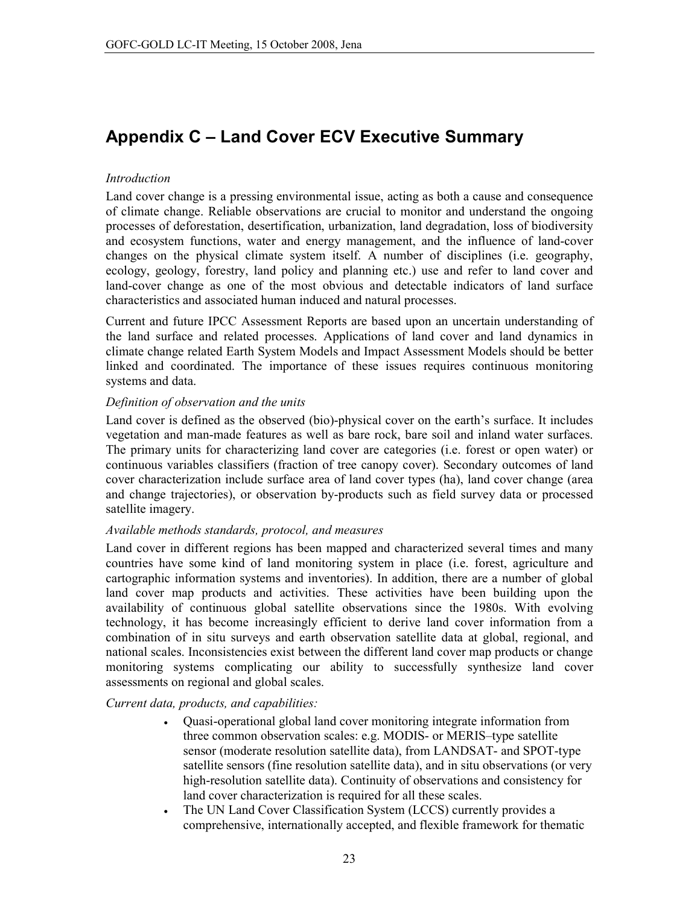# Appendix C – Land Cover ECV Executive Summary

*Introduction*

Land cover change is a pressing environmental issue, acting as both a cause and consequence of climate change. Reliable observations are crucial to monitor and understand the ongoing processes of deforestation, desertification, urbanization, land degradation, loss of biodiversity and ecosystem functions, water and energy management, and the influence of land-cover changes on the physical climate system itself. A number of disciplines (i.e. geography, ecology, geology, forestry, land policy and planning etc.) use and refer to land cover and land-cover change as one of the most obvious and detectable indicators of land surface characteristics and associated human induced and natural processes.

Current and future IPCC Assessment Reports are based upon an uncertain understanding of the land surface and related processes. Applications of land cover and land dynamics in climate change related Earth System Models and Impact Assessment Models should be better linked and coordinated. The importance of these issues requires continuous monitoring systems and data.

*Definition of observation and the units*

Land cover is defined as the observed (bio)-physical cover on the earth's surface. It includes vegetation and man-made features as well as bare rock, bare soil and inland water surfaces. The primary units for characterizing land cover are categories (i.e. forest or open water) or continuous variables classifiers (fraction of tree canopy cover). Secondary outcomes of land cover characterization include surface area of land cover types (ha), land cover change (area and change trajectories), or observation by-products such as field survey data or processed satellite imagery.

*Available methods standards, protocol, and measures*

Land cover in different regions has been mapped and characterized several times and many countries have some kind of land monitoring system in place (i.e. forest, agriculture and cartographic information systems and inventories). In addition, there are a number of global land cover map products and activities. These activities have been building upon the availability of continuous global satellite observations since the 1980s. With evolving technology, it has become increasingly efficient to derive land cover information from a combination of in situ surveys and earth observation satellite data at global, regional, and national scales. Inconsistencies exist between the different land cover map products or change monitoring systems complicating our ability to successfully synthesize land cover assessments on regional and global scales.

*Current data, products, and capabilities:*

- Quasi-operational global land cover monitoring integrate information from three common observation scales: e.g. MODIS- or MERIS–type satellite sensor (moderate resolution satellite data), from LANDSAT- and SPOT-type satellite sensors (fine resolution satellite data), and in situ observations (or very high-resolution satellite data). Continuity of observations and consistency for land cover characterization is required for all these scales.
- The UN Land Cover Classification System (LCCS) currently provides a comprehensive, internationally accepted, and flexible framework for thematic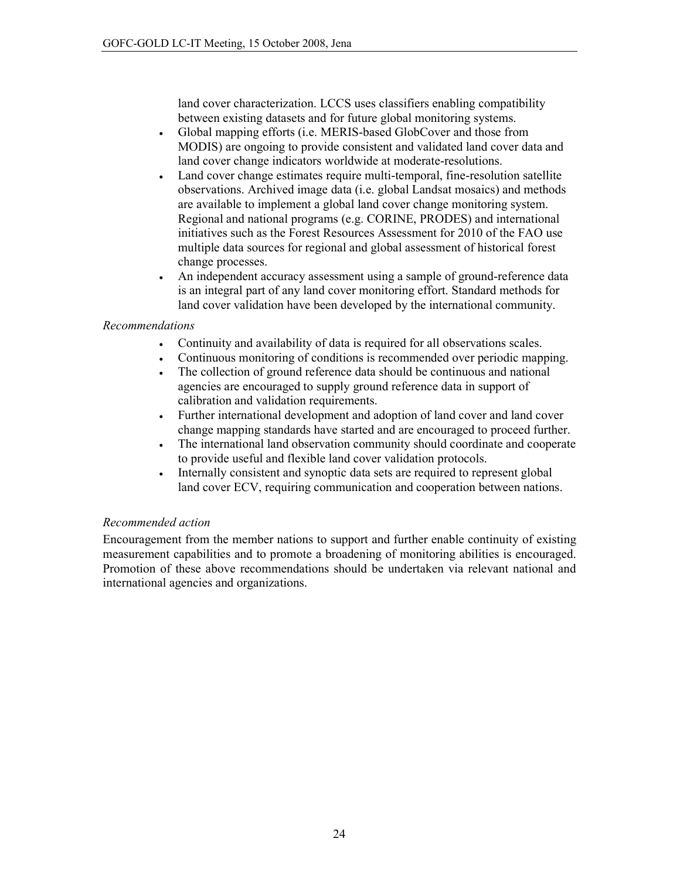land cover characterization. LCCS uses classifiers enabling compatibility between existing datasets and for future global monitoring systems.

- Global mapping efforts (i.e. MERIS-based GlobCover and those from MODIS) are ongoing to provide consistent and validated land cover data and land cover change indicators worldwide at moderate-resolutions.
- Land cover change estimates require multi-temporal, fine-resolution satellite observations. Archived image data (i.e. global Landsat mosaics) and methods are available to implement a global land cover change monitoring system. Regional and national programs (e.g. CORINE, PRODES) and international initiatives such as the Forest Resources Assessment for 2010 of the FAO use multiple data sources for regional and global assessment of historical forest change processes.
- An independent accuracy assessment using a sample of ground-reference data is an integral part of any land cover monitoring effort. Standard methods for land cover validation have been developed by the international community.

*Recommendations*

- Continuity and availability of data is required for all observations scales.
- Continuous monitoring of conditions is recommended over periodic mapping.
- The collection of ground reference data should be continuous and national agencies are encouraged to supply ground reference data in support of calibration and validation requirements.
- Further international development and adoption of land cover and land cover change mapping standards have started and are encouraged to proceed further.
- The international land observation community should coordinate and cooperate to provide useful and flexible land cover validation protocols.
- Internally consistent and synoptic data sets are required to represent global land cover ECV, requiring communication and cooperation between nations.

*Recommended action*

Encouragement from the member nations to support and further enable continuity of existing measurement capabilities and to promote a broadening of monitoring abilities is encouraged. Promotion of these above recommendations should be undertaken via relevant national and international agencies and organizations.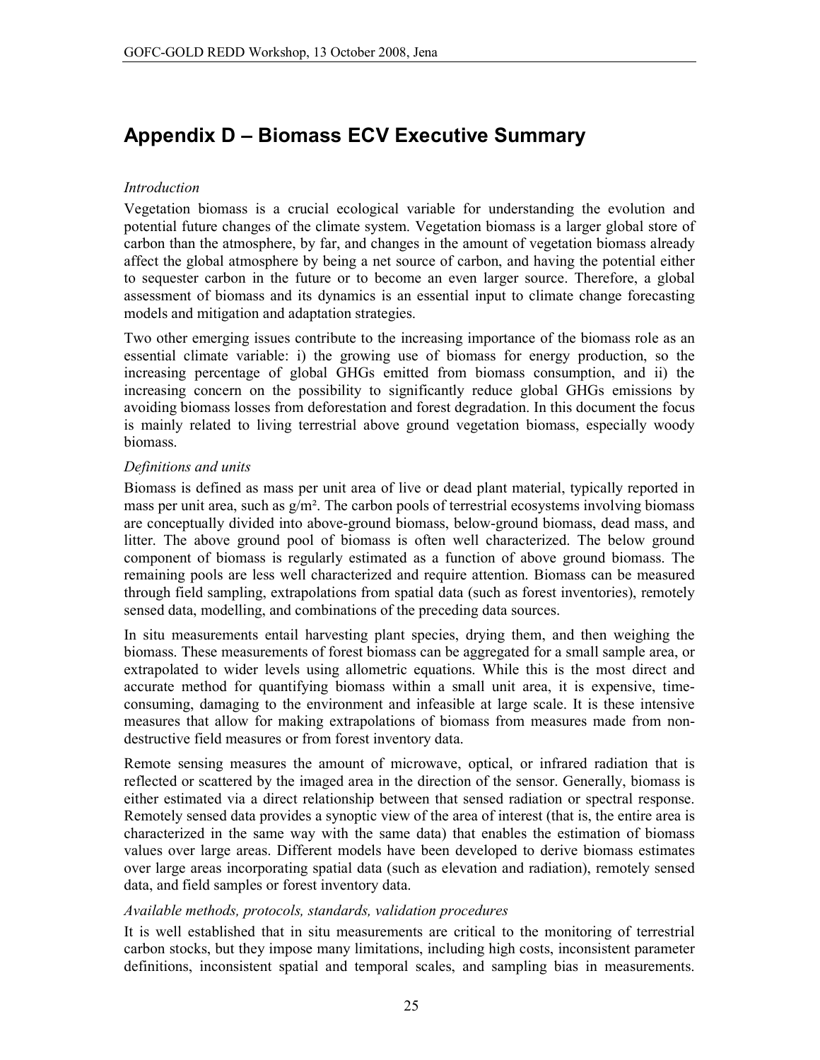# Appendix D – Biomass ECV Executive Summary

*Introduction*

Vegetation biomass is a crucial ecological variable for understanding the evolution and potential future changes of the climate system. Vegetation biomass is a larger global store of carbon than the atmosphere, by far, and changes in the amount of vegetation biomass already affect the global atmosphere by being a net source of carbon, and having the potential either to sequester carbon in the future or to become an even larger source. Therefore, a global assessment of biomass and its dynamics is an essential input to climate change forecasting models and mitigation and adaptation strategies.

Two other emerging issues contribute to the increasing importance of the biomass role as an essential climate variable: i) the growing use of biomass for energy production, so the increasing percentage of global GHGs emitted from biomass consumption, and ii) the increasing concern on the possibility to significantly reduce global GHGs emissions by avoiding biomass losses from deforestation and forest degradation. In this document the focus is mainly related to living terrestrial above ground vegetation biomass, especially woody biomass.

*Definitions and units*

Biomass is defined as mass per unit area of live or dead plant material, typically reported in mass per unit area, such as g/m². The carbon pools of terrestrial ecosystems involving biomass are conceptually divided into above-ground biomass, below-ground biomass, dead mass, and litter. The above ground pool of biomass is often well characterized. The below ground component of biomass is regularly estimated as a function of above ground biomass. The remaining pools are less well characterized and require attention. Biomass can be measured through field sampling, extrapolations from spatial data (such as forest inventories), remotely sensed data, modelling, and combinations of the preceding data sources.

In situ measurements entail harvesting plant species, drying them, and then weighing the biomass. These measurements of forest biomass can be aggregated for a small sample area, or extrapolated to wider levels using allometric equations. While this is the most direct and accurate method for quantifying biomass within a small unit area, it is expensive, time-consuming, damaging to the environment and infeasible at large scale. It is these intensive measures that allow for making extrapolations of biomass from measures made from non-destructive field measures or from forest inventory data.

Remote sensing measures the amount of microwave, optical, or infrared radiation that is reflected or scattered by the imaged area in the direction of the sensor. Generally, biomass is either estimated via a direct relationship between that sensed radiation or spectral response. Remotely sensed data provides a synoptic view of the area of interest (that is, the entire area is characterized in the same way with the same data) that enables the estimation of biomass values over large areas. Different models have been developed to derive biomass estimates over large areas incorporating spatial data (such as elevation and radiation), remotely sensed data, and field samples or forest inventory data.

*Available methods, protocols, standards, validation procedures*

It is well established that in situ measurements are critical to the monitoring of terrestrial carbon stocks, but they impose many limitations, including high costs, inconsistent parameter definitions, inconsistent spatial and temporal scales, and sampling bias in measurements.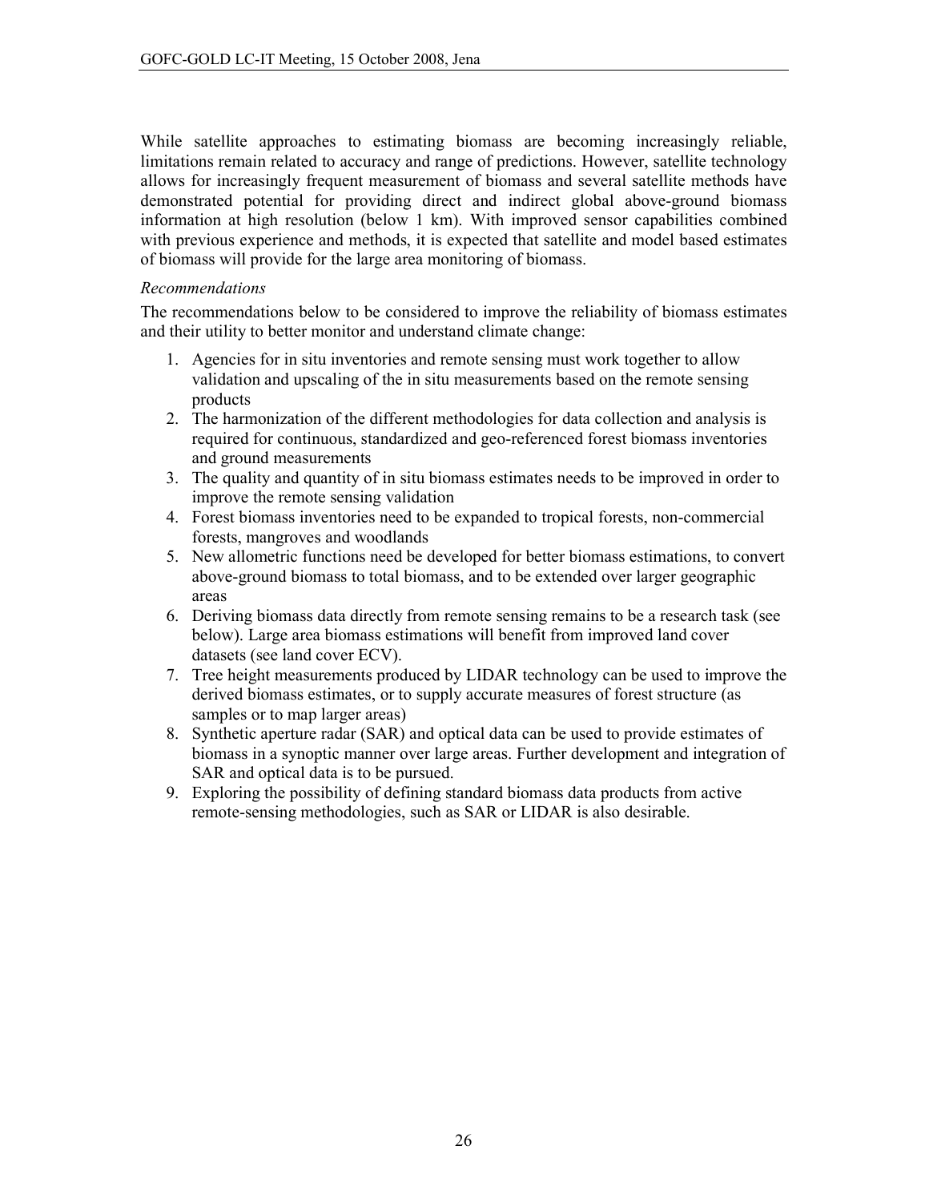While satellite approaches to estimating biomass are becoming increasingly reliable, limitations remain related to accuracy and range of predictions. However, satellite technology allows for increasingly frequent measurement of biomass and several satellite methods have demonstrated potential for providing direct and indirect global above-ground biomass information at high resolution (below 1 km). With improved sensor capabilities combined with previous experience and methods, it is expected that satellite and model based estimates of biomass will provide for the large area monitoring of biomass.

*Recommendations*

The recommendations below to be considered to improve the reliability of biomass estimates and their utility to better monitor and understand climate change:

1. Agencies for in situ inventories and remote sensing must work together to allow validation and upscaling of the in situ measurements based on the remote sensing products
2. The harmonization of the different methodologies for data collection and analysis is required for continuous, standardized and geo-referenced forest biomass inventories and ground measurements
3. The quality and quantity of in situ biomass estimates needs to be improved in order to improve the remote sensing validation
4. Forest biomass inventories need to be expanded to tropical forests, non-commercial forests, mangroves and woodlands
5. New allometric functions need be developed for better biomass estimations, to convert above-ground biomass to total biomass, and to be extended over larger geographic areas
6. Deriving biomass data directly from remote sensing remains to be a research task (see below). Large area biomass estimations will benefit from improved land cover datasets (see land cover ECV).
7. Tree height measurements produced by LIDAR technology can be used to improve the derived biomass estimates, or to supply accurate measures of forest structure (as samples or to map larger areas)
8. Synthetic aperture radar (SAR) and optical data can be used to provide estimates of biomass in a synoptic manner over large areas. Further development and integration of SAR and optical data is to be pursued.
9. Exploring the possibility of defining standard biomass data products from active remote-sensing methodologies, such as SAR or LIDAR is also desirable.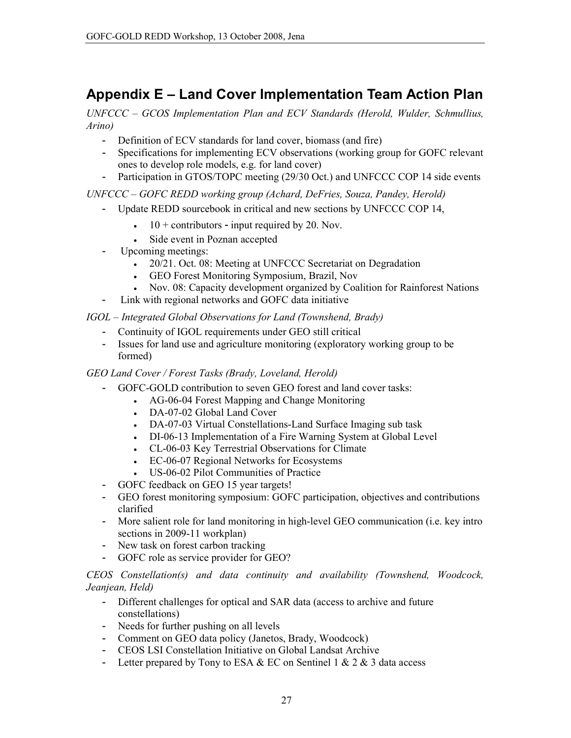# Appendix E – Land Cover Implementation Team Action Plan

*UNFCCC – GCOS Implementation Plan and ECV Standards (Herold, Wulder, Schmullius, Arino)*

- Definition of ECV standards for land cover, biomass (and fire)
- Specifications for implementing ECV observations (working group for GOFC relevant ones to develop role models, e.g. for land cover)
- Participation in GTOS/TOPC meeting (29/30 Oct.) and UNFCCC COP 14 side events

*UNFCCC – GOFC REDD working group (Achard, DeFries, Souza, Pandey, Herold)*

- Update REDD sourcebook in critical and new sections by UNFCCC COP 14,
    - 10 + contributors - input required by 20. Nov.
    - Side event in Poznan accepted
- Upcoming meetings:
    - 20/21. Oct. 08: Meeting at UNFCCC Secretariat on Degradation
    - GEO Forest Monitoring Symposium, Brazil, Nov
    - Nov. 08: Capacity development organized by Coalition for Rainforest Nations
- Link with regional networks and GOFC data initiative

*IGOL – Integrated Global Observations for Land (Townshend, Brady)*

- Continuity of IGOL requirements under GEO still critical
- Issues for land use and agriculture monitoring (exploratory working group to be formed)

*GEO Land Cover / Forest Tasks (Brady, Loveland, Herold)*

- GOFC-GOLD contribution to seven GEO forest and land cover tasks:
    - AG-06-04 Forest Mapping and Change Monitoring
    - DA-07-02 Global Land Cover
    - DA-07-03 Virtual Constellations-Land Surface Imaging sub task
    - DI-06-13 Implementation of a Fire Warning System at Global Level
    - CL-06-03 Key Terrestrial Observations for Climate
    - EC-06-07 Regional Networks for Ecosystems
    - US-06-02 Pilot Communities of Practice
- GOFC feedback on GEO 15 year targets!
- GEO forest monitoring symposium: GOFC participation, objectives and contributions clarified
- More salient role for land monitoring in high-level GEO communication (i.e. key intro sections in 2009-11 workplan)
- New task on forest carbon tracking
- GOFC role as service provider for GEO?

*CEOS Constellation(s) and data continuity and availability (Townshend, Woodcock, Jeanjean, Held)*

- Different challenges for optical and SAR data (access to archive and future constellations)
- Needs for further pushing on all levels
- Comment on GEO data policy (Janetos, Brady, Woodcock)
- CEOS LSI Constellation Initiative on Global Landsat Archive
- Letter prepared by Tony to ESA & EC on Sentinel 1 & 2 & 3 data access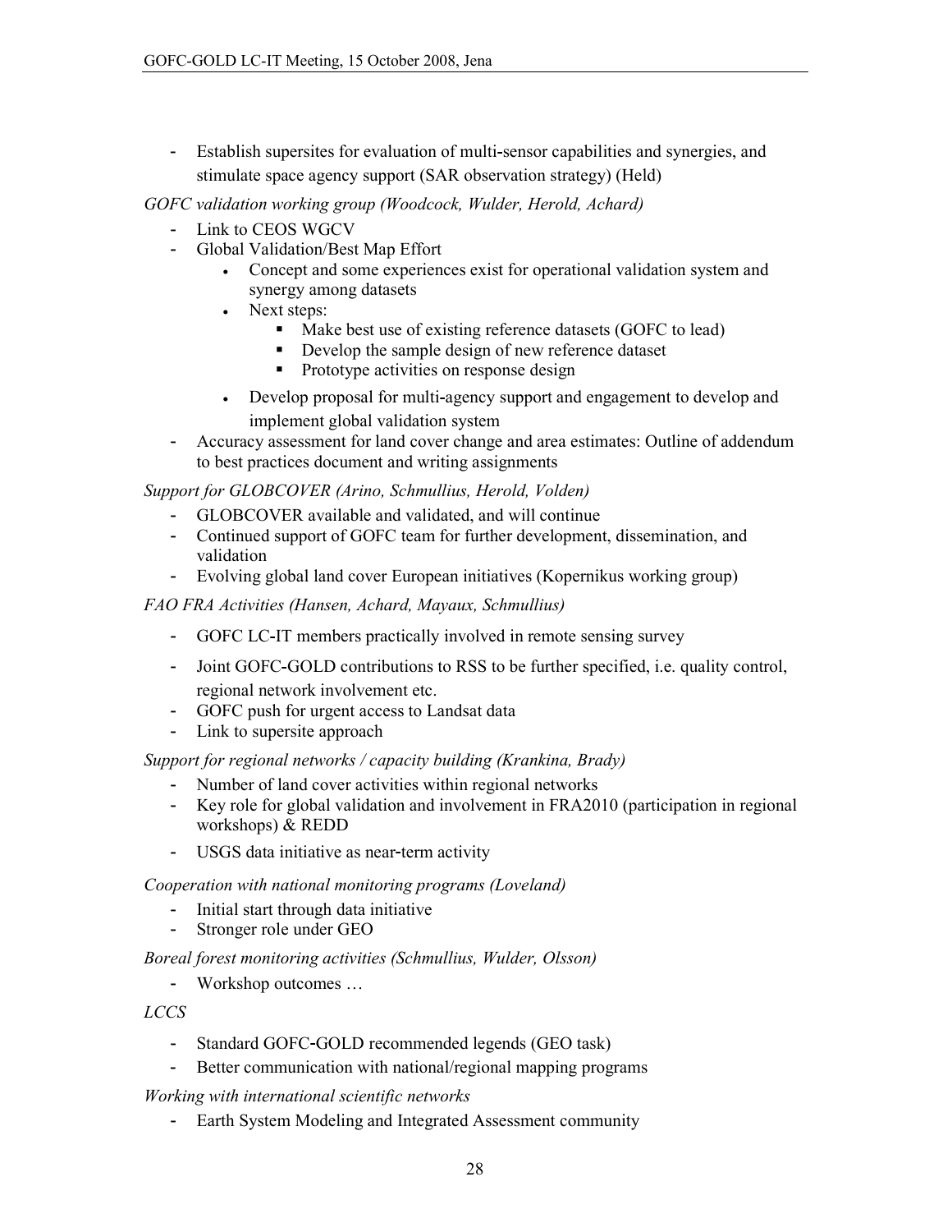- Establish supersites for evaluation of multi-sensor capabilities and synergies, and stimulate space agency support (SAR observation strategy) (Held)

*GOFC validation working group (Woodcock, Wulder, Herold, Achard)*

- Link to CEOS WGCV
- Global Validation/Best Map Effort
    - Concept and some experiences exist for operational validation system and synergy among datasets
    - Next steps:
        - Make best use of existing reference datasets (GOFC to lead)
        - Develop the sample design of new reference dataset
        - Prototype activities on response design
    - Develop proposal for multi-agency support and engagement to develop and implement global validation system
- Accuracy assessment for land cover change and area estimates: Outline of addendum to best practices document and writing assignments

*Support for GLOBCOVER (Arino, Schmullius, Herold, Volden)*

- GLOBCOVER available and validated, and will continue
- Continued support of GOFC team for further development, dissemination, and validation
- Evolving global land cover European initiatives (Kopernikus working group)

*FAO FRA Activities (Hansen, Achard, Mayaux, Schmullius)*

- GOFC LC-IT members practically involved in remote sensing survey
- Joint GOFC-GOLD contributions to RSS to be further specified, i.e. quality control, regional network involvement etc.
- GOFC push for urgent access to Landsat data
- Link to supersite approach

*Support for regional networks / capacity building (Krankina, Brady)*

- Number of land cover activities within regional networks
- Key role for global validation and involvement in FRA2010 (participation in regional workshops) & REDD
- USGS data initiative as near-term activity

*Cooperation with national monitoring programs (Loveland)*

- Initial start through data initiative
- Stronger role under GEO

*Boreal forest monitoring activities (Schmullius, Wulder, Olsson)*

- Workshop outcomes …

*LCCS*

- Standard GOFC-GOLD recommended legends (GEO task)
- Better communication with national/regional mapping programs

*Working with international scientific networks*

- Earth System Modeling and Integrated Assessment community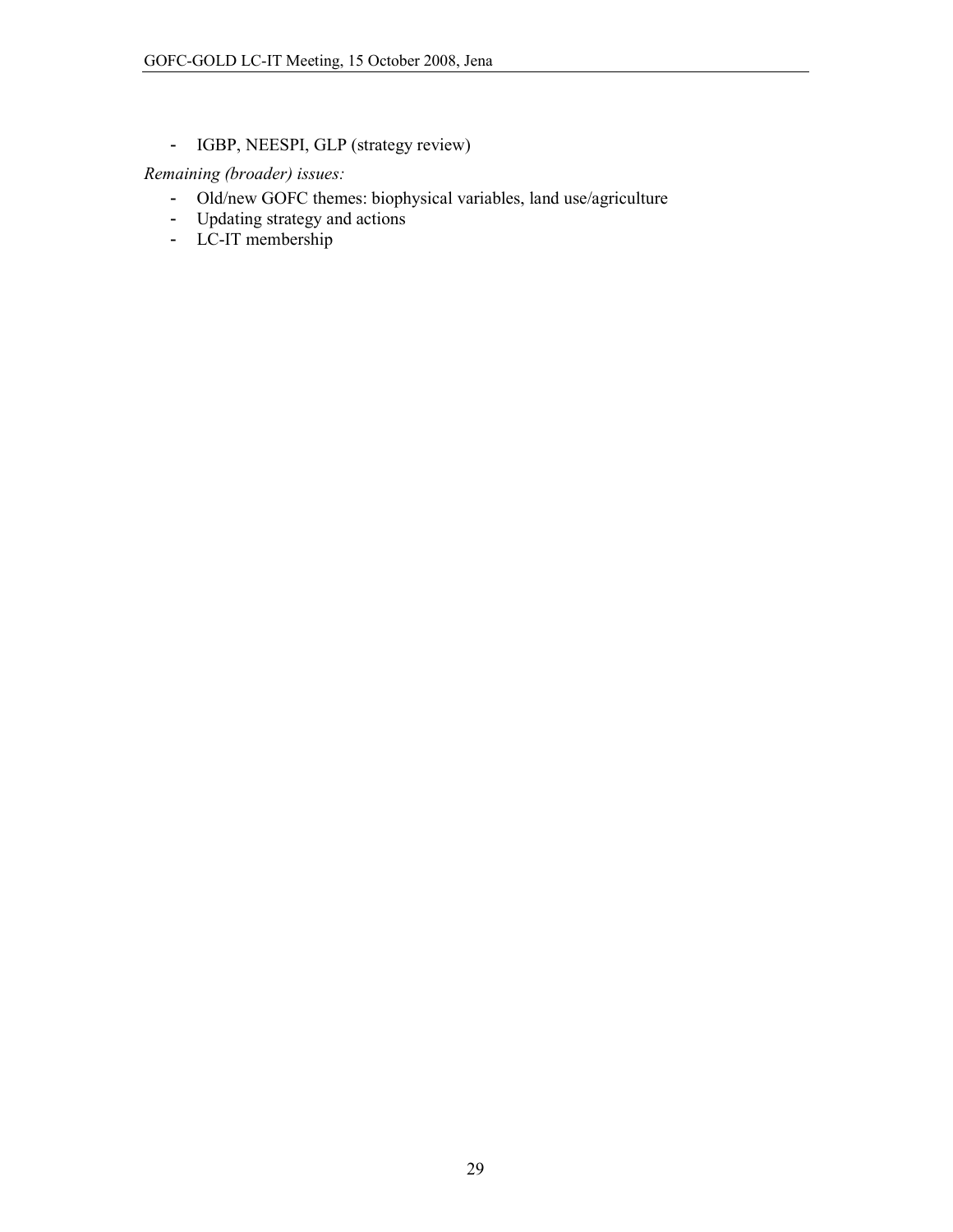- IGBP, NEESPI, GLP (strategy review)

*Remaining (broader) issues:*

- Old/new GOFC themes: biophysical variables, land use/agriculture
- Updating strategy and actions
- LC-IT membership